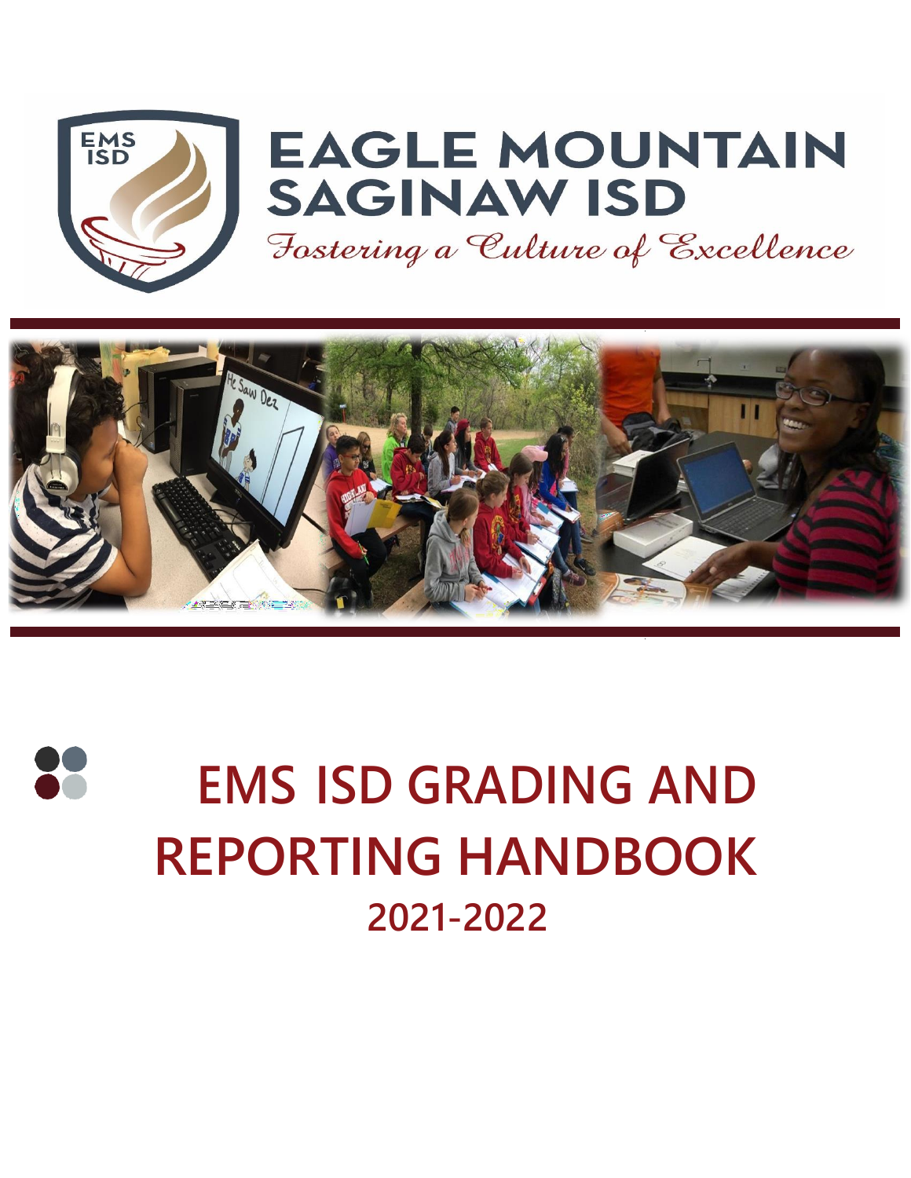# EAGLE MOUNTAIN SAGINAW ISD

*Fostering a Culture of Excellence*

# EMS ISD GRADING AND REPORTING HANDBOOK

## 2021-2022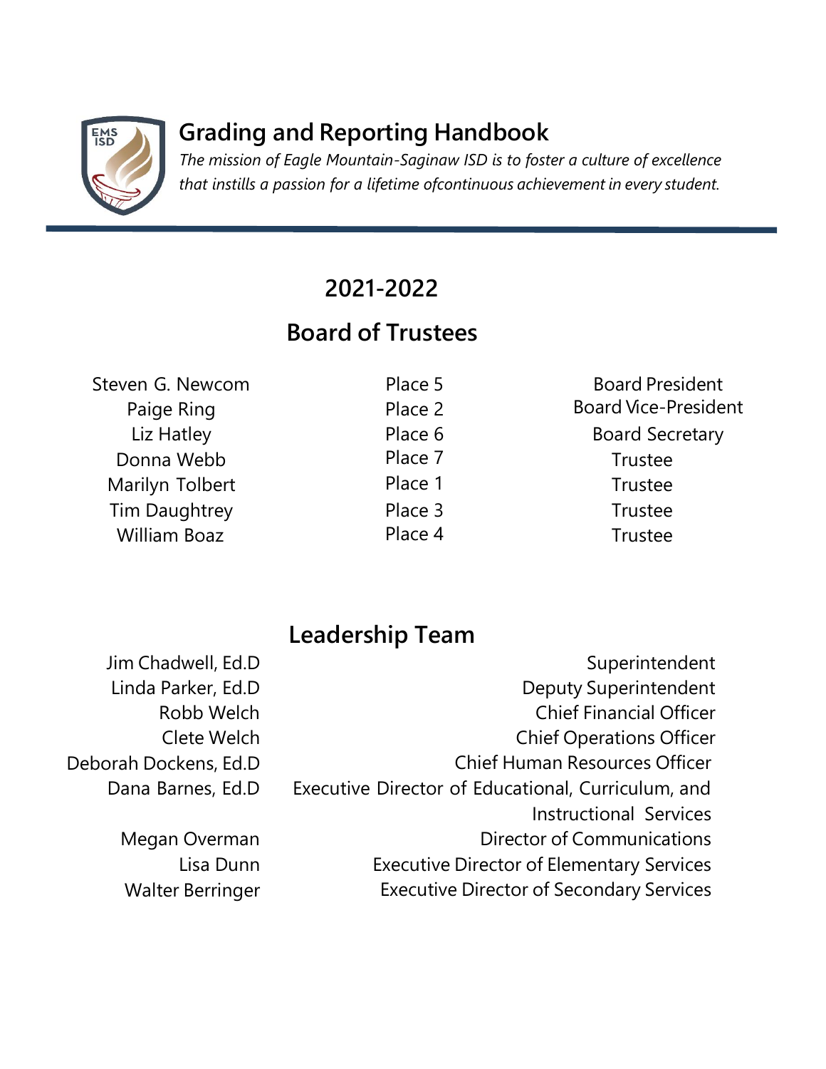# Grading and Reporting Handbook

*The mission of Eagle Mountain-Saginaw ISD is to foster a culture of excellence that instills a passion for a lifetime ofcontinuous achievement in every student.*

## 2021-2022

## Board of Trustees

| Name | Place | Position |
|---|---|---|
| Steven G. Newcom | Place 5 | Board President |
| Paige Ring | Place 2 | Board Vice-President |
| Liz Hatley | Place 6 | Board Secretary |
| Donna Webb | Place 7 | Trustee |
| Marilyn Tolbert | Place 1 | Trustee |
| Tim Daughtrey | Place 3 | Trustee |
| William Boaz | Place 4 | Trustee |

## Leadership Team

| Name | Position |
|---|---|
| Jim Chadwell, Ed.D | Superintendent |
| Linda Parker, Ed.D | Deputy Superintendent |
| Robb Welch | Chief Financial Officer |
| Clete Welch | Chief Operations Officer |
| Deborah Dockens, Ed.D | Chief Human Resources Officer |
| Dana Barnes, Ed.D | Executive Director of Educational, Curriculum, and Instructional Services |
| Megan Overman | Director of Communications |
| Lisa Dunn | Executive Director of Elementary Services |
| Walter Berringer | Executive Director of Secondary Services |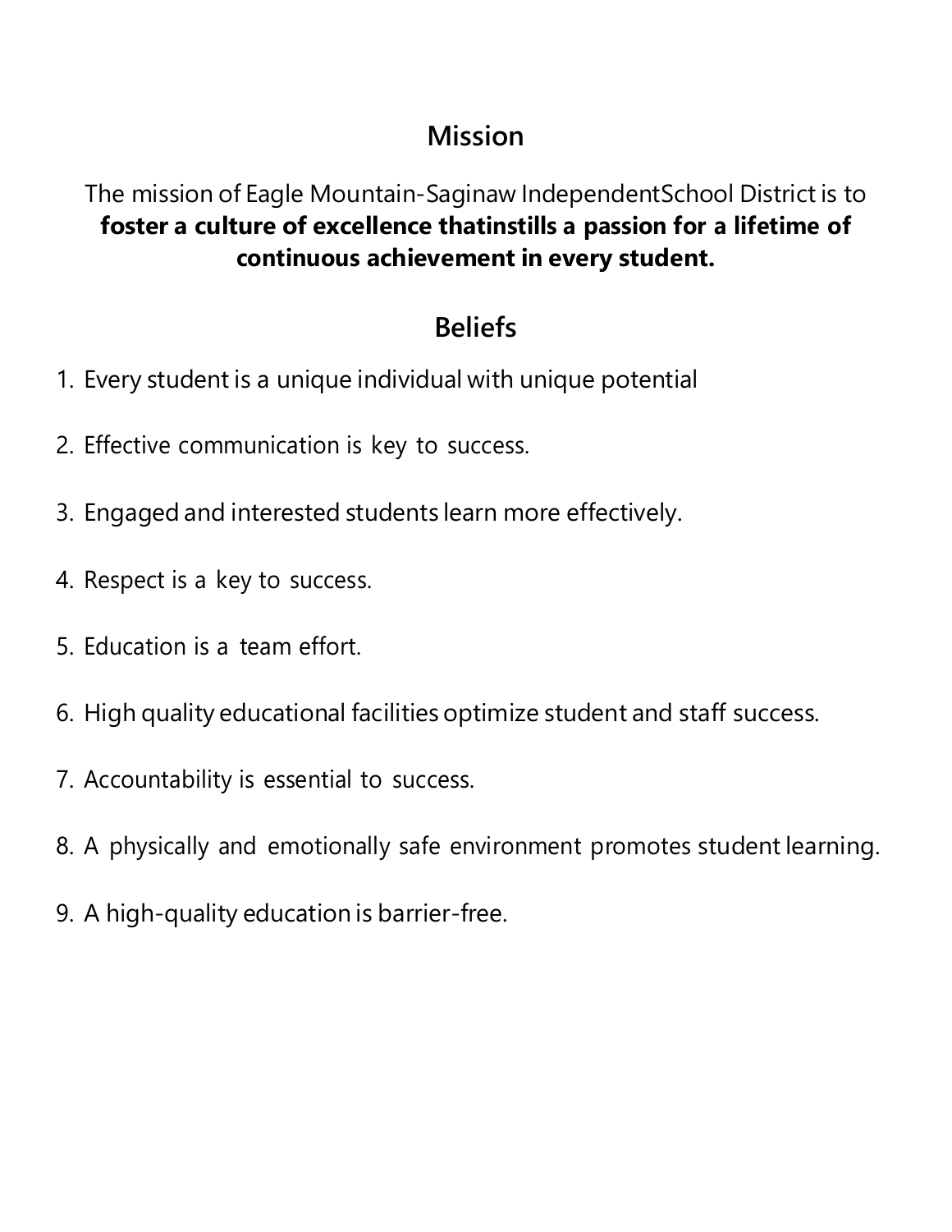## Mission

The mission of Eagle Mountain-Saginaw IndependentSchool District is to **foster a culture of excellence thatinstills a passion for a lifetime of continuous achievement in every student.**

## Beliefs

1. Every student is a unique individual with unique potential
2. Effective communication is key to success.
3. Engaged and interested students learn more effectively.
4. Respect is a key to success.
5. Education is a team effort.
6. High quality educational facilities optimize student and staff success.
7. Accountability is essential to success.
8. A physically and emotionally safe environment promotes student learning.
9. A high-quality education is barrier-free.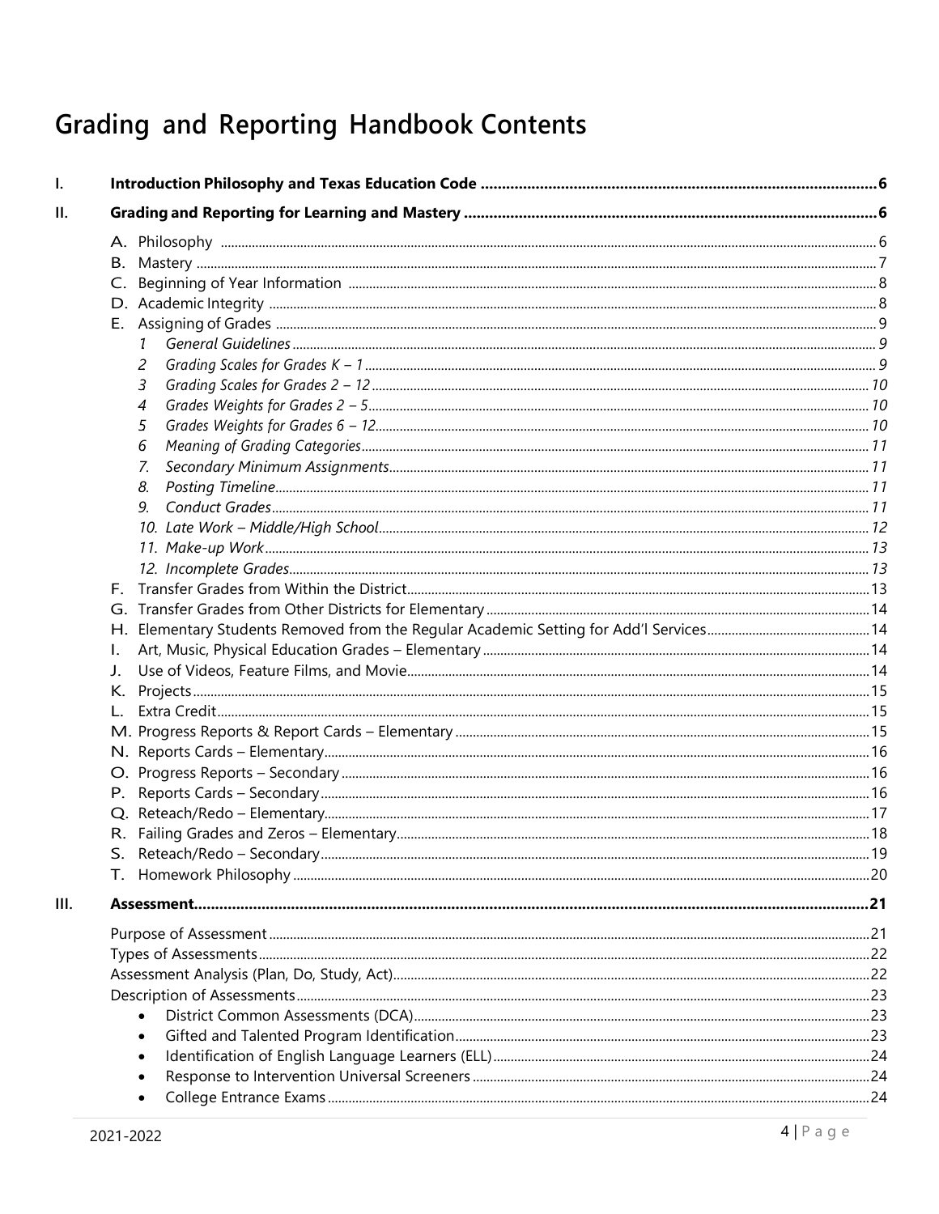# Grading and Reporting Handbook Contents

I. **Introduction Philosophy and Texas Education Code** ..... 6

II. **Grading and Reporting for Learning and Mastery** ..... 6

- A. Philosophy ..... 6
- B. Mastery ..... 7
- C. Beginning of Year Information ..... 8
- D. Academic Integrity ..... 8
- E. Assigning of Grades ..... 9
  1. *General Guidelines* ..... 9
  2. *Grading Scales for Grades K – 1* ..... 9
  3. *Grading Scales for Grades 2 – 12* ..... 10
  4. *Grades Weights for Grades 2 – 5* ..... 10
  5. *Grades Weights for Grades 6 – 12* ..... 10
  6. *Meaning of Grading Categories* ..... 11
  7. *Secondary Minimum Assignments* ..... 11
  8. *Posting Timeline* ..... 11
  9. *Conduct Grades* ..... 11
  10. *Late Work – Middle/High School* ..... 12
  11. *Make-up Work* ..... 13
  12. *Incomplete Grades* ..... 13
- F. Transfer Grades from Within the District ..... 13
- G. Transfer Grades from Other Districts for Elementary ..... 14
- H. Elementary Students Removed from the Regular Academic Setting for Add'l Services ..... 14
- I. Art, Music, Physical Education Grades – Elementary ..... 14
- J. Use of Videos, Feature Films, and Movie ..... 14
- K. Projects ..... 15
- L. Extra Credit ..... 15
- M. Progress Reports & Report Cards – Elementary ..... 15
- N. Reports Cards – Elementary ..... 16
- O. Progress Reports – Secondary ..... 16
- P. Reports Cards – Secondary ..... 16
- Q. Reteach/Redo – Elementary ..... 17
- R. Failing Grades and Zeros – Elementary ..... 18
- S. Reteach/Redo – Secondary ..... 19
- T. Homework Philosophy ..... 20

III. **Assessment** ..... 21

- Purpose of Assessment ..... 21
- Types of Assessments ..... 22
- Assessment Analysis (Plan, Do, Study, Act) ..... 22
- Description of Assessments ..... 23
  - District Common Assessments (DCA) ..... 23
  - Gifted and Talented Program Identification ..... 23
  - Identification of English Language Learners (ELL) ..... 24
  - Response to Intervention Universal Screeners ..... 24
  - College Entrance Exams ..... 24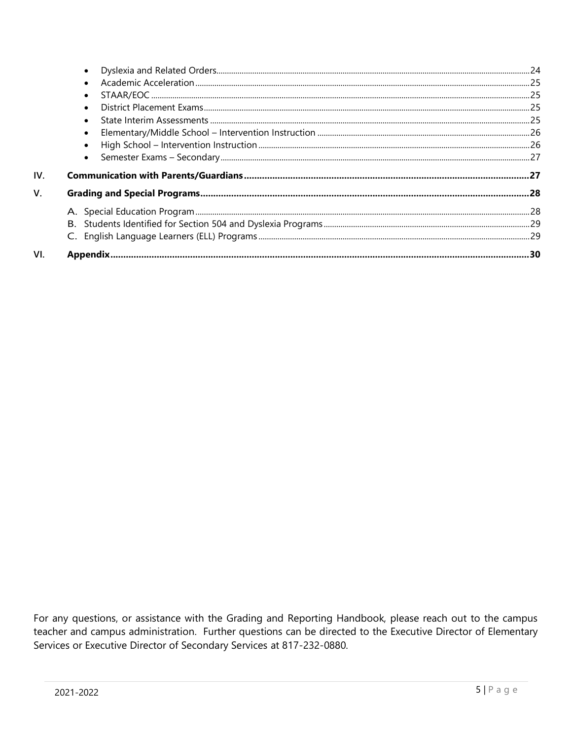- Dyslexia and Related Orders .......... 24
- Academic Acceleration .......... 25
- STAAR/EOC .......... 25
- District Placement Exams .......... 25
- State Interim Assessments .......... 25
- Elementary/Middle School – Intervention Instruction .......... 26
- High School – Intervention Instruction .......... 26
- Semester Exams – Secondary .......... 27

**IV. Communication with Parents/Guardians .......... 27**

**V. Grading and Special Programs .......... 28**

A. Special Education Program .......... 28
B. Students Identified for Section 504 and Dyslexia Programs .......... 29
C. English Language Learners (ELL) Programs .......... 29

**VI. Appendix .......... 30**

For any questions, or assistance with the Grading and Reporting Handbook, please reach out to the campus teacher and campus administration. Further questions can be directed to the Executive Director of Elementary Services or Executive Director of Secondary Services at 817-232-0880.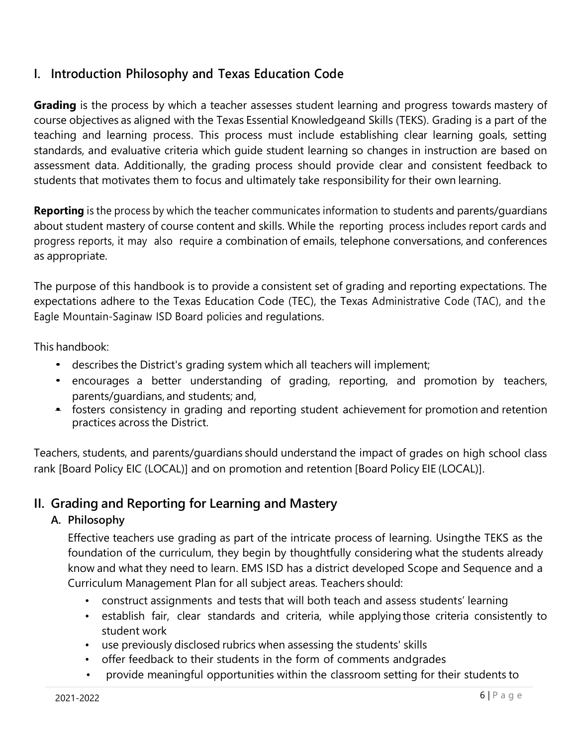## I. Introduction Philosophy and Texas Education Code

**Grading** is the process by which a teacher assesses student learning and progress towards mastery of course objectives as aligned with the Texas Essential Knowledgeand Skills (TEKS). Grading is a part of the teaching and learning process. This process must include establishing clear learning goals, setting standards, and evaluative criteria which guide student learning so changes in instruction are based on assessment data. Additionally, the grading process should provide clear and consistent feedback to students that motivates them to focus and ultimately take responsibility for their own learning.

**Reporting** is the process by which the teacher communicates information to students and parents/guardians about student mastery of course content and skills. While the reporting process includes report cards and progress reports, it may also require a combination of emails, telephone conversations, and conferences as appropriate.

The purpose of this handbook is to provide a consistent set of grading and reporting expectations. The expectations adhere to the Texas Education Code (TEC), the Texas Administrative Code (TAC), and the Eagle Mountain-Saginaw ISD Board policies and regulations.

This handbook:

- describes the District's grading system which all teachers will implement;
- encourages a better understanding of grading, reporting, and promotion by teachers, parents/guardians, and students; and,
- fosters consistency in grading and reporting student achievement for promotion and retention practices across the District.

Teachers, students, and parents/guardians should understand the impact of grades on high school class rank [Board Policy EIC (LOCAL)] and on promotion and retention [Board Policy EIE (LOCAL)].

## II. Grading and Reporting for Learning and Mastery

### A. Philosophy

Effective teachers use grading as part of the intricate process of learning. Usingthe TEKS as the foundation of the curriculum, they begin by thoughtfully considering what the students already know and what they need to learn. EMS ISD has a district developed Scope and Sequence and a Curriculum Management Plan for all subject areas. Teachers should:

- construct assignments and tests that will both teach and assess students' learning
- establish fair, clear standards and criteria, while applyingthose criteria consistently to student work
- use previously disclosed rubrics when assessing the students' skills
- offer feedback to their students in the form of comments andgrades
- provide meaningful opportunities within the classroom setting for their students to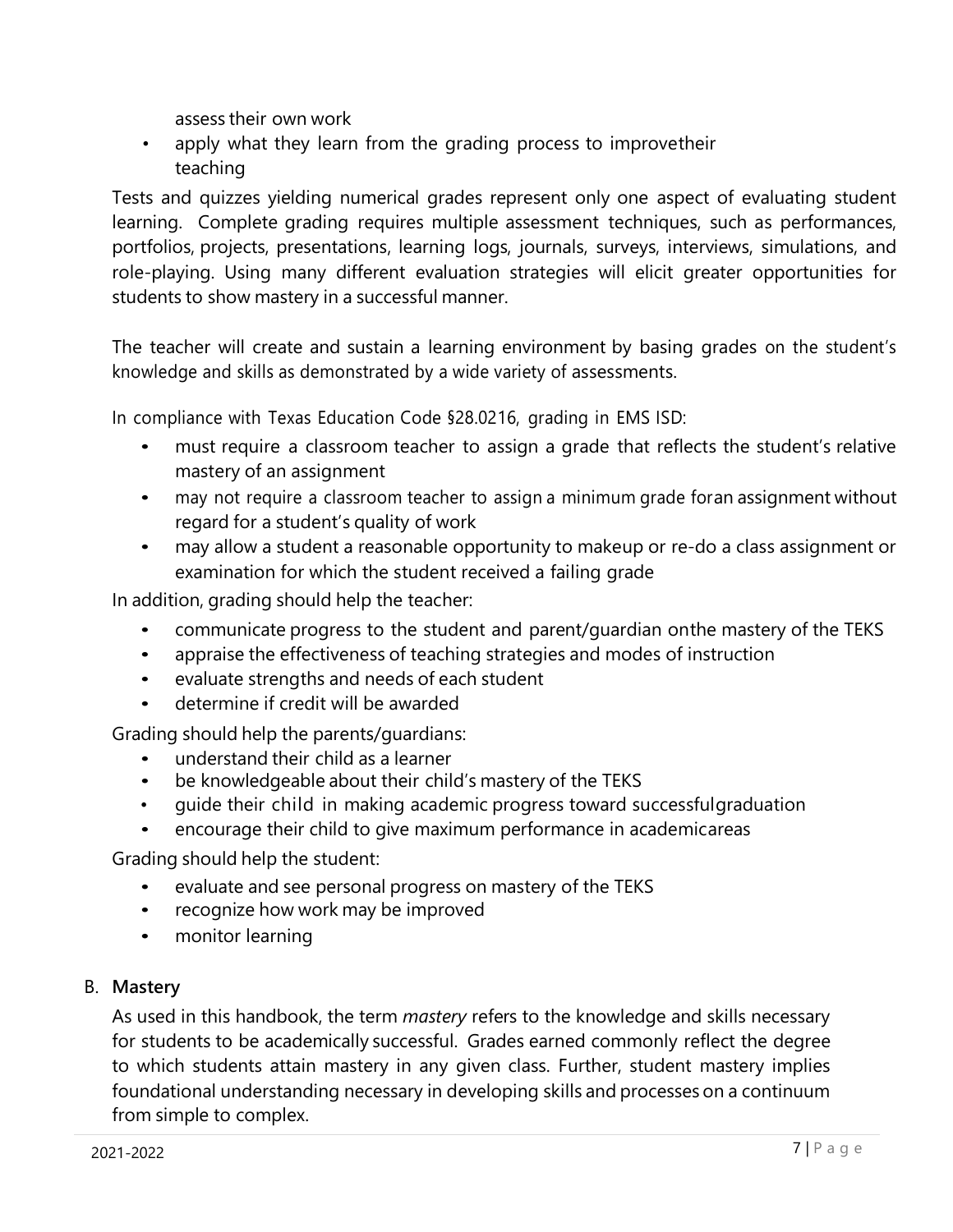assess their own work

- apply what they learn from the grading process to improvetheir teaching

Tests and quizzes yielding numerical grades represent only one aspect of evaluating student learning. Complete grading requires multiple assessment techniques, such as performances, portfolios, projects, presentations, learning logs, journals, surveys, interviews, simulations, and role-playing. Using many different evaluation strategies will elicit greater opportunities for students to show mastery in a successful manner.

The teacher will create and sustain a learning environment by basing grades on the student's knowledge and skills as demonstrated by a wide variety of assessments.

In compliance with Texas Education Code §28.0216, grading in EMS ISD:

- must require a classroom teacher to assign a grade that reflects the student's relative mastery of an assignment
- may not require a classroom teacher to assign a minimum grade foran assignment without regard for a student's quality of work
- may allow a student a reasonable opportunity to makeup or re-do a class assignment or examination for which the student received a failing grade

In addition, grading should help the teacher:

- communicate progress to the student and parent/guardian onthe mastery of the TEKS
- appraise the effectiveness of teaching strategies and modes of instruction
- evaluate strengths and needs of each student
- determine if credit will be awarded

Grading should help the parents/guardians:

- understand their child as a learner
- be knowledgeable about their child's mastery of the TEKS
- guide their child in making academic progress toward successfulgraduation
- encourage their child to give maximum performance in academicareas

Grading should help the student:

- evaluate and see personal progress on mastery of the TEKS
- recognize how work may be improved
- monitor learning

## B. Mastery

As used in this handbook, the term *mastery* refers to the knowledge and skills necessary for students to be academically successful. Grades earned commonly reflect the degree to which students attain mastery in any given class. Further, student mastery implies foundational understanding necessary in developing skills and processes on a continuum from simple to complex.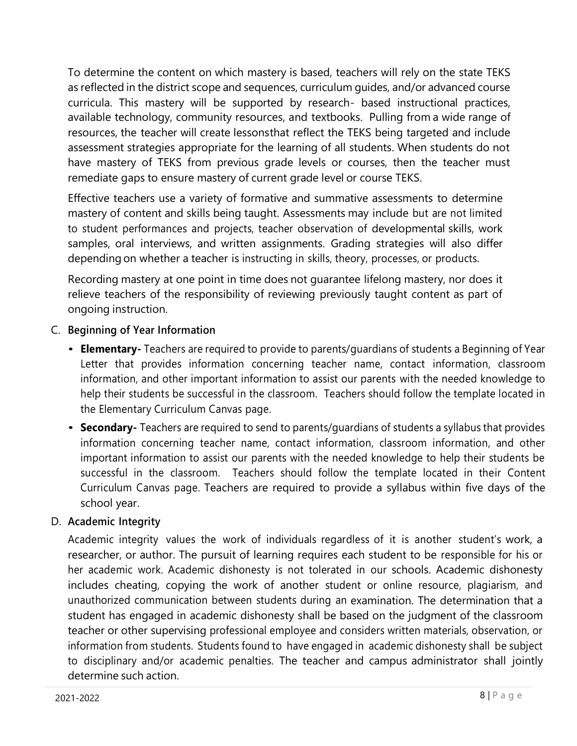To determine the content on which mastery is based, teachers will rely on the state TEKS as reflected in the district scope and sequences, curriculum guides, and/or advanced course curricula. This mastery will be supported by research- based instructional practices, available technology, community resources, and textbooks. Pulling from a wide range of resources, the teacher will create lessonsthat reflect the TEKS being targeted and include assessment strategies appropriate for the learning of all students. When students do not have mastery of TEKS from previous grade levels or courses, then the teacher must remediate gaps to ensure mastery of current grade level or course TEKS.

Effective teachers use a variety of formative and summative assessments to determine mastery of content and skills being taught. Assessments may include but are not limited to student performances and projects, teacher observation of developmental skills, work samples, oral interviews, and written assignments. Grading strategies will also differ depending on whether a teacher is instructing in skills, theory, processes, or products.

Recording mastery at one point in time does not guarantee lifelong mastery, nor does it relieve teachers of the responsibility of reviewing previously taught content as part of ongoing instruction.

C. **Beginning of Year Information**

- **Elementary-** Teachers are required to provide to parents/guardians of students a Beginning of Year Letter that provides information concerning teacher name, contact information, classroom information, and other important information to assist our parents with the needed knowledge to help their students be successful in the classroom. Teachers should follow the template located in the Elementary Curriculum Canvas page.
- **Secondary-** Teachers are required to send to parents/guardians of students a syllabus that provides information concerning teacher name, contact information, classroom information, and other important information to assist our parents with the needed knowledge to help their students be successful in the classroom. Teachers should follow the template located in their Content Curriculum Canvas page. Teachers are required to provide a syllabus within five days of the school year.

D. **Academic Integrity**

Academic integrity values the work of individuals regardless of it is another student's work, a researcher, or author. The pursuit of learning requires each student to be responsible for his or her academic work. Academic dishonesty is not tolerated in our schools. Academic dishonesty includes cheating, copying the work of another student or online resource, plagiarism, and unauthorized communication between students during an examination. The determination that a student has engaged in academic dishonesty shall be based on the judgment of the classroom teacher or other supervising professional employee and considers written materials, observation, or information from students. Students found to have engaged in academic dishonesty shall be subject to disciplinary and/or academic penalties. The teacher and campus administrator shall jointly determine such action.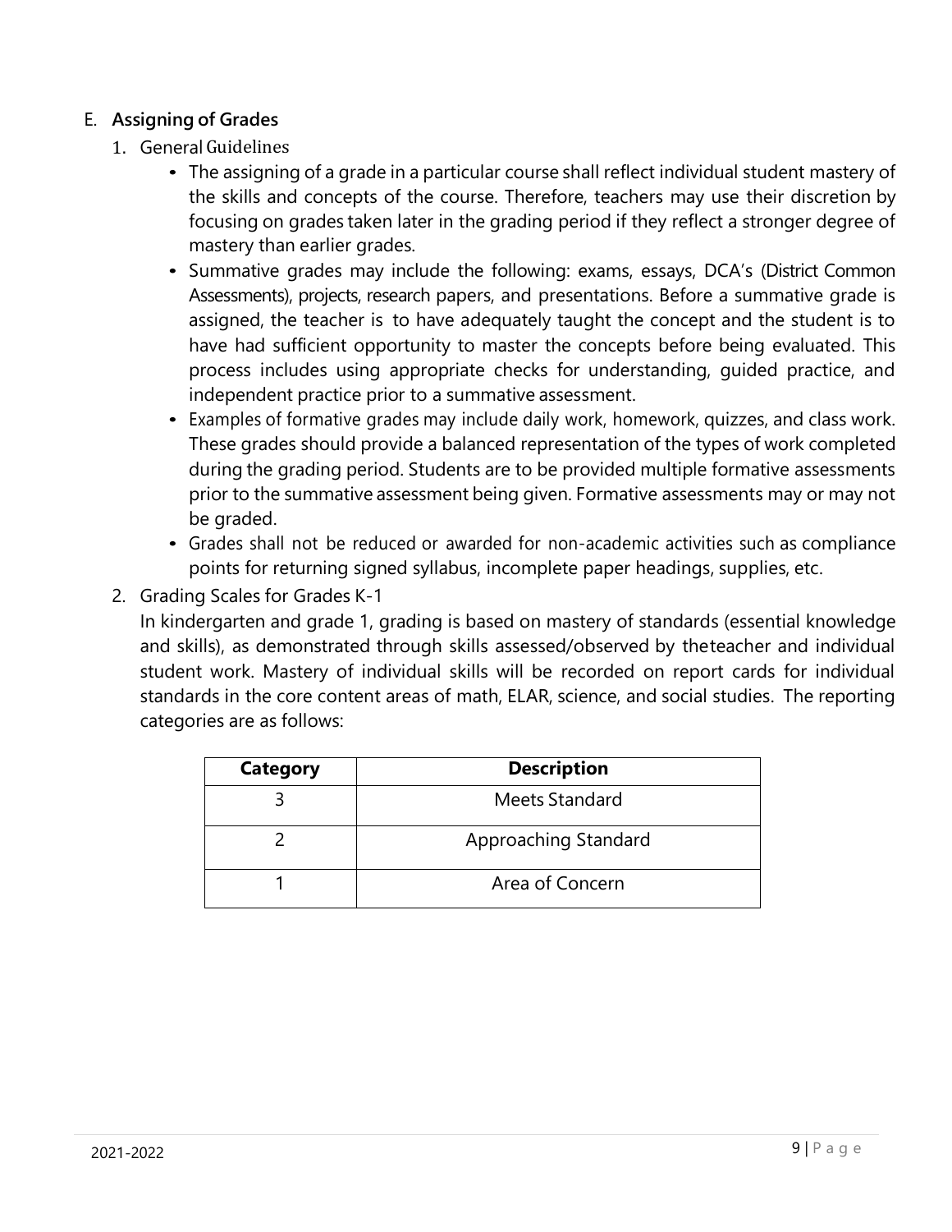## E. Assigning of Grades

1. General Guidelines
   - The assigning of a grade in a particular course shall reflect individual student mastery of the skills and concepts of the course. Therefore, teachers may use their discretion by focusing on grades taken later in the grading period if they reflect a stronger degree of mastery than earlier grades.
   - Summative grades may include the following: exams, essays, DCA's (District Common Assessments), projects, research papers, and presentations. Before a summative grade is assigned, the teacher is to have adequately taught the concept and the student is to have had sufficient opportunity to master the concepts before being evaluated. This process includes using appropriate checks for understanding, guided practice, and independent practice prior to a summative assessment.
   - Examples of formative grades may include daily work, homework, quizzes, and class work. These grades should provide a balanced representation of the types of work completed during the grading period. Students are to be provided multiple formative assessments prior to the summative assessment being given. Formative assessments may or may not be graded.
   - Grades shall not be reduced or awarded for non-academic activities such as compliance points for returning signed syllabus, incomplete paper headings, supplies, etc.

2. Grading Scales for Grades K-1

   In kindergarten and grade 1, grading is based on mastery of standards (essential knowledge and skills), as demonstrated through skills assessed/observed by theteacher and individual student work. Mastery of individual skills will be recorded on report cards for individual standards in the core content areas of math, ELAR, science, and social studies. The reporting categories are as follows:

| Category | Description |
|---|---|
| 3 | Meets Standard |
| 2 | Approaching Standard |
| 1 | Area of Concern |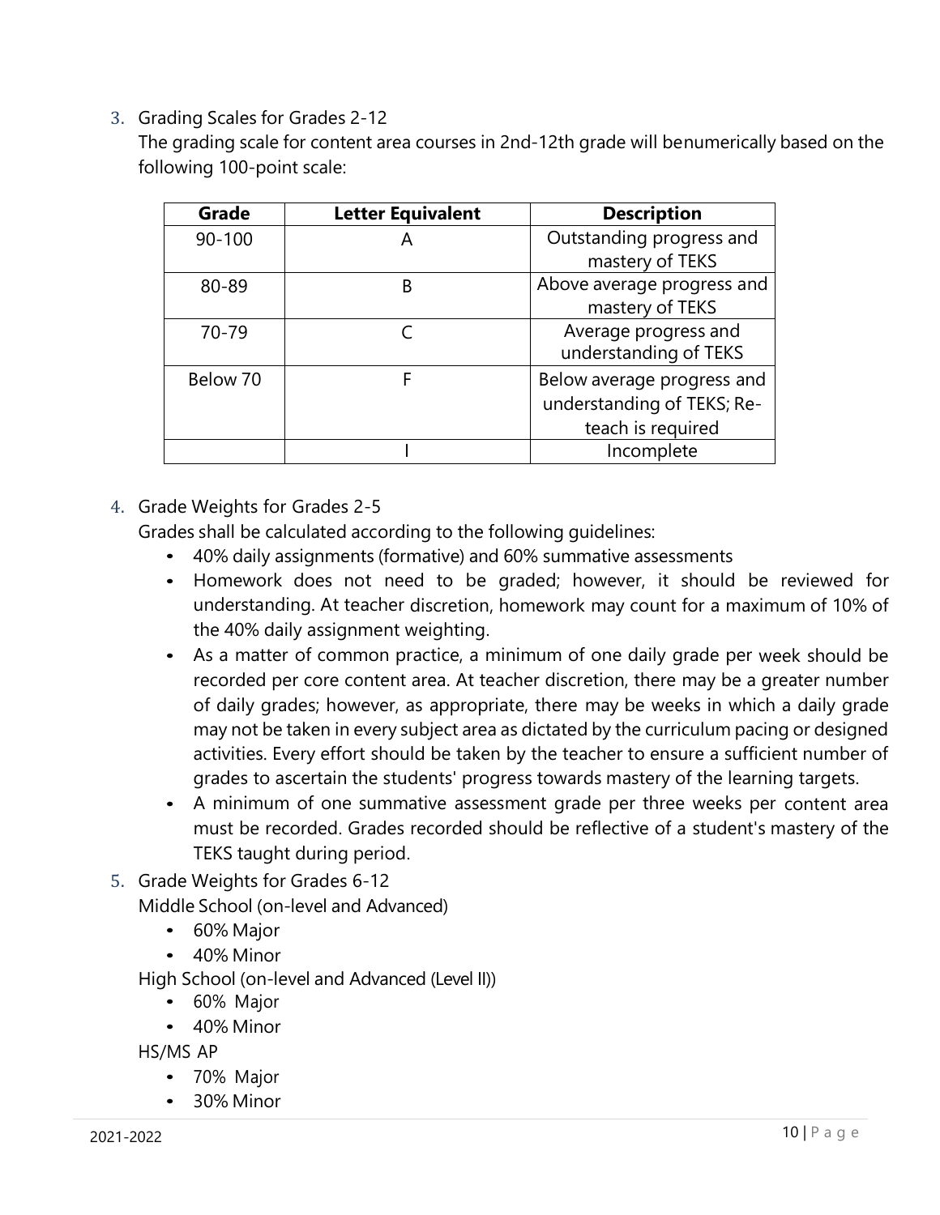3. Grading Scales for Grades 2-12

   The grading scale for content area courses in 2nd-12th grade will benumerically based on the following 100-point scale:

| Grade | Letter Equivalent | Description |
|---|---|---|
| 90-100 | A | Outstanding progress and mastery of TEKS |
| 80-89 | B | Above average progress and mastery of TEKS |
| 70-79 | C | Average progress and understanding of TEKS |
| Below 70 | F | Below average progress and understanding of TEKS; Re-teach is required |
| | I | Incomplete |

4. Grade Weights for Grades 2-5

   Grades shall be calculated according to the following guidelines:

   - 40% daily assignments (formative) and 60% summative assessments
   - Homework does not need to be graded; however, it should be reviewed for understanding. At teacher discretion, homework may count for a maximum of 10% of the 40% daily assignment weighting.
   - As a matter of common practice, a minimum of one daily grade per week should be recorded per core content area. At teacher discretion, there may be a greater number of daily grades; however, as appropriate, there may be weeks in which a daily grade may not be taken in every subject area as dictated by the curriculum pacing or designed activities. Every effort should be taken by the teacher to ensure a sufficient number of grades to ascertain the students' progress towards mastery of the learning targets.
   - A minimum of one summative assessment grade per three weeks per content area must be recorded. Grades recorded should be reflective of a student's mastery of the TEKS taught during period.

5. Grade Weights for Grades 6-12

   Middle School (on-level and Advanced)

   - 60% Major
   - 40% Minor

   High School (on-level and Advanced (Level II))

   - 60% Major
   - 40% Minor

   HS/MS AP

   - 70% Major
   - 30% Minor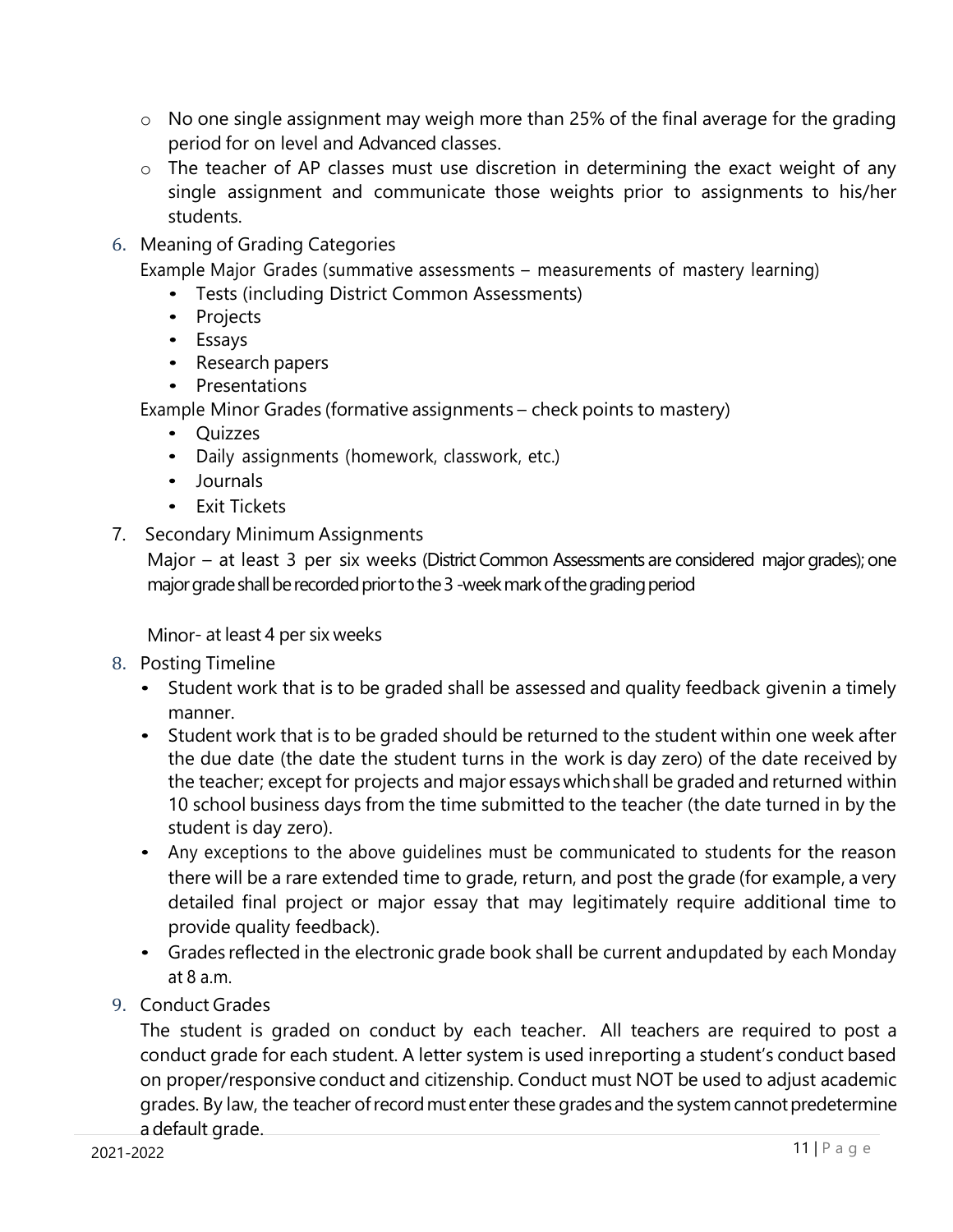- No one single assignment may weigh more than 25% of the final average for the grading period for on level and Advanced classes.
- The teacher of AP classes must use discretion in determining the exact weight of any single assignment and communicate those weights prior to assignments to his/her students.

6. Meaning of Grading Categories

   Example Major Grades (summative assessments – measurements of mastery learning)

   - Tests (including District Common Assessments)
   - Projects
   - Essays
   - Research papers
   - Presentations

   Example Minor Grades (formative assignments – check points to mastery)

   - Quizzes
   - Daily assignments (homework, classwork, etc.)
   - Journals
   - Exit Tickets

7. Secondary Minimum Assignments

   Major – at least 3 per six weeks (District Common Assessments are considered major grades); one major grade shall be recorded prior to the 3 -week mark of the grading period

   Minor- at least 4 per six weeks

8. Posting Timeline

   - Student work that is to be graded shall be assessed and quality feedback givenin a timely manner.
   - Student work that is to be graded should be returned to the student within one week after the due date (the date the student turns in the work is day zero) of the date received by the teacher; except for projects and major essays which shall be graded and returned within 10 school business days from the time submitted to the teacher (the date turned in by the student is day zero).
   - Any exceptions to the above guidelines must be communicated to students for the reason there will be a rare extended time to grade, return, and post the grade (for example, a very detailed final project or major essay that may legitimately require additional time to provide quality feedback).
   - Grades reflected in the electronic grade book shall be current andupdated by each Monday at 8 a.m.

9. Conduct Grades

   The student is graded on conduct by each teacher. All teachers are required to post a conduct grade for each student. A letter system is used inreporting a student's conduct based on proper/responsive conduct and citizenship. Conduct must NOT be used to adjust academic grades. By law, the teacher of record must enter these grades and the system cannot predetermine a default grade.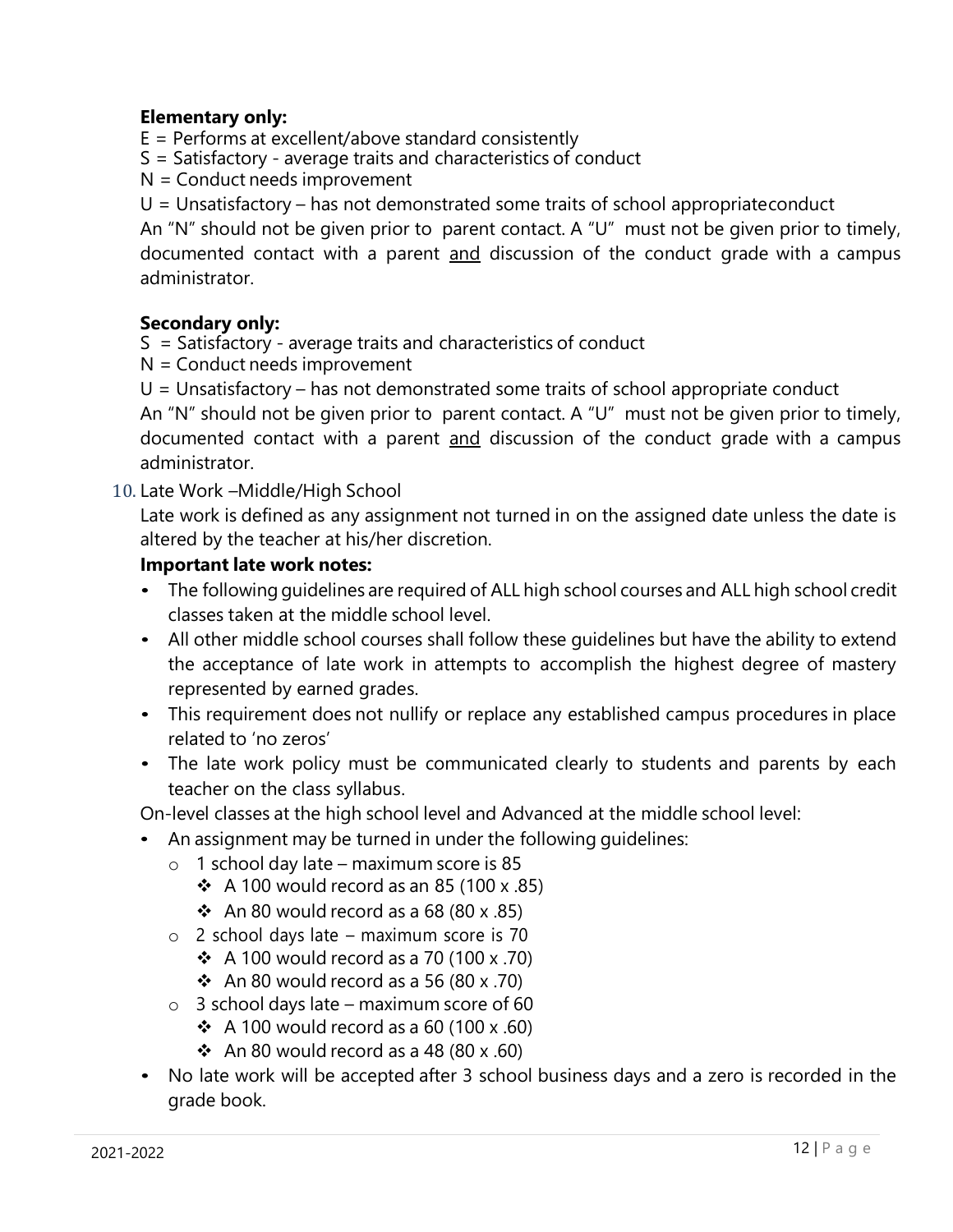**Elementary only:**

E = Performs at excellent/above standard consistently
S = Satisfactory - average traits and characteristics of conduct
N = Conduct needs improvement
U = Unsatisfactory – has not demonstrated some traits of school appropriateconduct

An "N" should not be given prior to parent contact. A "U" must not be given prior to timely, documented contact with a parent <u>and</u> discussion of the conduct grade with a campus administrator.

**Secondary only:**

S = Satisfactory - average traits and characteristics of conduct
N = Conduct needs improvement
U = Unsatisfactory – has not demonstrated some traits of school appropriate conduct

An "N" should not be given prior to parent contact. A "U" must not be given prior to timely, documented contact with a parent <u>and</u> discussion of the conduct grade with a campus administrator.

10. Late Work –Middle/High School

Late work is defined as any assignment not turned in on the assigned date unless the date is altered by the teacher at his/her discretion.

**Important late work notes:**

- The following guidelines are required of ALL high school courses and ALL high school credit classes taken at the middle school level.
- All other middle school courses shall follow these guidelines but have the ability to extend the acceptance of late work in attempts to accomplish the highest degree of mastery represented by earned grades.
- This requirement does not nullify or replace any established campus procedures in place related to 'no zeros'
- The late work policy must be communicated clearly to students and parents by each teacher on the class syllabus.

On-level classes at the high school level and Advanced at the middle school level:

- An assignment may be turned in under the following guidelines:
    - 1 school day late – maximum score is 85
        - A 100 would record as an 85 (100 x .85)
        - An 80 would record as a 68 (80 x .85)
    - 2 school days late – maximum score is 70
        - A 100 would record as a 70 (100 x .70)
        - An 80 would record as a 56 (80 x .70)
    - 3 school days late – maximum score of 60
        - A 100 would record as a 60 (100 x .60)
        - An 80 would record as a 48 (80 x .60)
- No late work will be accepted after 3 school business days and a zero is recorded in the grade book.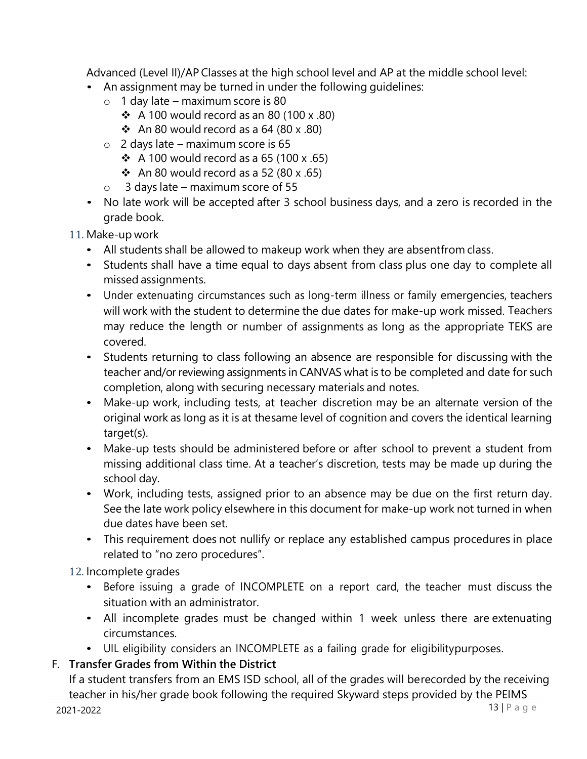Advanced (Level II)/AP Classes at the high school level and AP at the middle school level:

- An assignment may be turned in under the following guidelines:
  - 1 day late – maximum score is 80
    - A 100 would record as an 80 (100 x .80)
    - An 80 would record as a 64 (80 x .80)
  - 2 days late – maximum score is 65
    - A 100 would record as a 65 (100 x .65)
    - An 80 would record as a 52 (80 x .65)
  - 3 days late – maximum score of 55
- No late work will be accepted after 3 school business days, and a zero is recorded in the grade book.

11. Make-up work
    - All students shall be allowed to makeup work when they are absentfrom class.
    - Students shall have a time equal to days absent from class plus one day to complete all missed assignments.
    - Under extenuating circumstances such as long-term illness or family emergencies, teachers will work with the student to determine the due dates for make-up work missed. Teachers may reduce the length or number of assignments as long as the appropriate TEKS are covered.
    - Students returning to class following an absence are responsible for discussing with the teacher and/or reviewing assignments in CANVAS what is to be completed and date for such completion, along with securing necessary materials and notes.
    - Make-up work, including tests, at teacher discretion may be an alternate version of the original work as long as it is at thesame level of cognition and covers the identical learning target(s).
    - Make-up tests should be administered before or after school to prevent a student from missing additional class time. At a teacher's discretion, tests may be made up during the school day.
    - Work, including tests, assigned prior to an absence may be due on the first return day. See the late work policy elsewhere in this document for make-up work not turned in when due dates have been set.
    - This requirement does not nullify or replace any established campus procedures in place related to "no zero procedures".
12. Incomplete grades
    - Before issuing a grade of INCOMPLETE on a report card, the teacher must discuss the situation with an administrator.
    - All incomplete grades must be changed within 1 week unless there are extenuating circumstances.
    - UIL eligibility considers an INCOMPLETE as a failing grade for eligibilitypurposes.

F. **Transfer Grades from Within the District**

If a student transfers from an EMS ISD school, all of the grades will berecorded by the receiving teacher in his/her grade book following the required Skyward steps provided by the PEIMS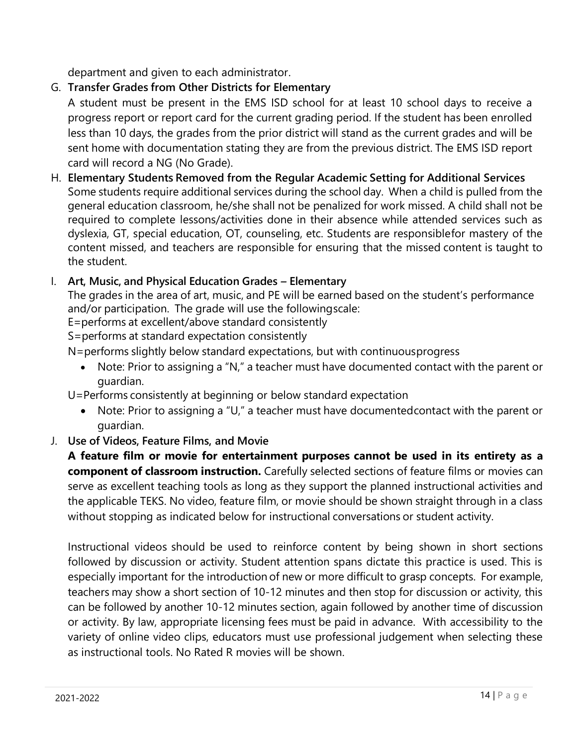department and given to each administrator.

G. **Transfer Grades from Other Districts for Elementary**

A student must be present in the EMS ISD school for at least 10 school days to receive a progress report or report card for the current grading period. If the student has been enrolled less than 10 days, the grades from the prior district will stand as the current grades and will be sent home with documentation stating they are from the previous district. The EMS ISD report card will record a NG (No Grade).

H. **Elementary Students Removed from the Regular Academic Setting for Additional Services**

Some students require additional services during the school day. When a child is pulled from the general education classroom, he/she shall not be penalized for work missed. A child shall not be required to complete lessons/activities done in their absence while attended services such as dyslexia, GT, special education, OT, counseling, etc. Students are responsiblefor mastery of the content missed, and teachers are responsible for ensuring that the missed content is taught to the student.

I. **Art, Music, and Physical Education Grades – Elementary**

The grades in the area of art, music, and PE will be earned based on the student's performance and/or participation. The grade will use the followingscale:

E=performs at excellent/above standard consistently

S=performs at standard expectation consistently

N=performs slightly below standard expectations, but with continuousprogress

- Note: Prior to assigning a "N," a teacher must have documented contact with the parent or guardian.

U=Performs consistently at beginning or below standard expectation

- Note: Prior to assigning a "U," a teacher must have documentedcontact with the parent or guardian.

J. **Use of Videos, Feature Films, and Movie**

**A feature film or movie for entertainment purposes cannot be used in its entirety as a component of classroom instruction.** Carefully selected sections of feature films or movies can serve as excellent teaching tools as long as they support the planned instructional activities and the applicable TEKS. No video, feature film, or movie should be shown straight through in a class without stopping as indicated below for instructional conversations or student activity.

Instructional videos should be used to reinforce content by being shown in short sections followed by discussion or activity. Student attention spans dictate this practice is used. This is especially important for the introduction of new or more difficult to grasp concepts. For example, teachers may show a short section of 10-12 minutes and then stop for discussion or activity, this can be followed by another 10-12 minutes section, again followed by another time of discussion or activity. By law, appropriate licensing fees must be paid in advance. With accessibility to the variety of online video clips, educators must use professional judgement when selecting these as instructional tools. No Rated R movies will be shown.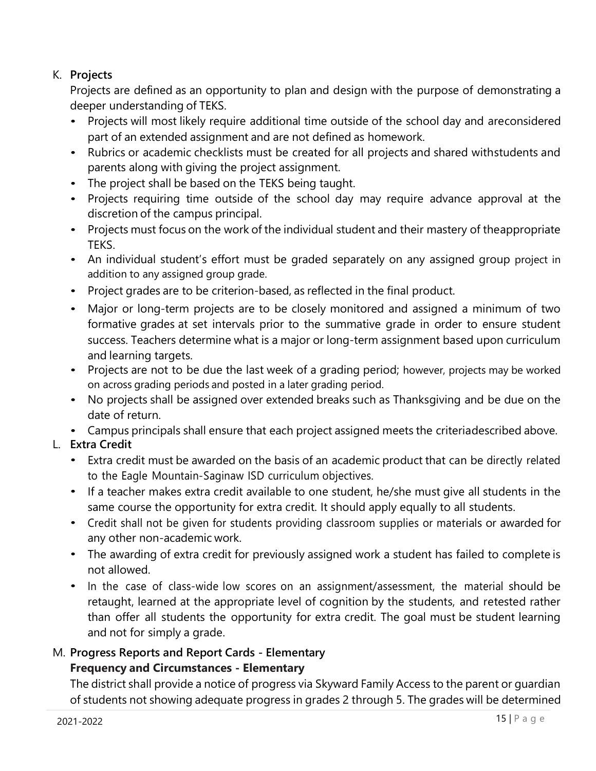K. **Projects**

Projects are defined as an opportunity to plan and design with the purpose of demonstrating a deeper understanding of TEKS.

- Projects will most likely require additional time outside of the school day and areconsidered part of an extended assignment and are not defined as homework.
- Rubrics or academic checklists must be created for all projects and shared withstudents and parents along with giving the project assignment.
- The project shall be based on the TEKS being taught.
- Projects requiring time outside of the school day may require advance approval at the discretion of the campus principal.
- Projects must focus on the work of the individual student and their mastery of theappropriate TEKS.
- An individual student's effort must be graded separately on any assigned group project in addition to any assigned group grade.
- Project grades are to be criterion-based, as reflected in the final product.
- Major or long-term projects are to be closely monitored and assigned a minimum of two formative grades at set intervals prior to the summative grade in order to ensure student success. Teachers determine what is a major or long-term assignment based upon curriculum and learning targets.
- Projects are not to be due the last week of a grading period; however, projects may be worked on across grading periods and posted in a later grading period.
- No projects shall be assigned over extended breaks such as Thanksgiving and be due on the date of return.
- Campus principals shall ensure that each project assigned meets the criteriadescribed above.

L. **Extra Credit**

- Extra credit must be awarded on the basis of an academic product that can be directly related to the Eagle Mountain-Saginaw ISD curriculum objectives.
- If a teacher makes extra credit available to one student, he/she must give all students in the same course the opportunity for extra credit. It should apply equally to all students.
- Credit shall not be given for students providing classroom supplies or materials or awarded for any other non-academic work.
- The awarding of extra credit for previously assigned work a student has failed to complete is not allowed.
- In the case of class-wide low scores on an assignment/assessment, the material should be retaught, learned at the appropriate level of cognition by the students, and retested rather than offer all students the opportunity for extra credit. The goal must be student learning and not for simply a grade.

M. **Progress Reports and Report Cards - Elementary**

**Frequency and Circumstances - Elementary**

The district shall provide a notice of progress via Skyward Family Access to the parent or guardian of students not showing adequate progress in grades 2 through 5. The grades will be determined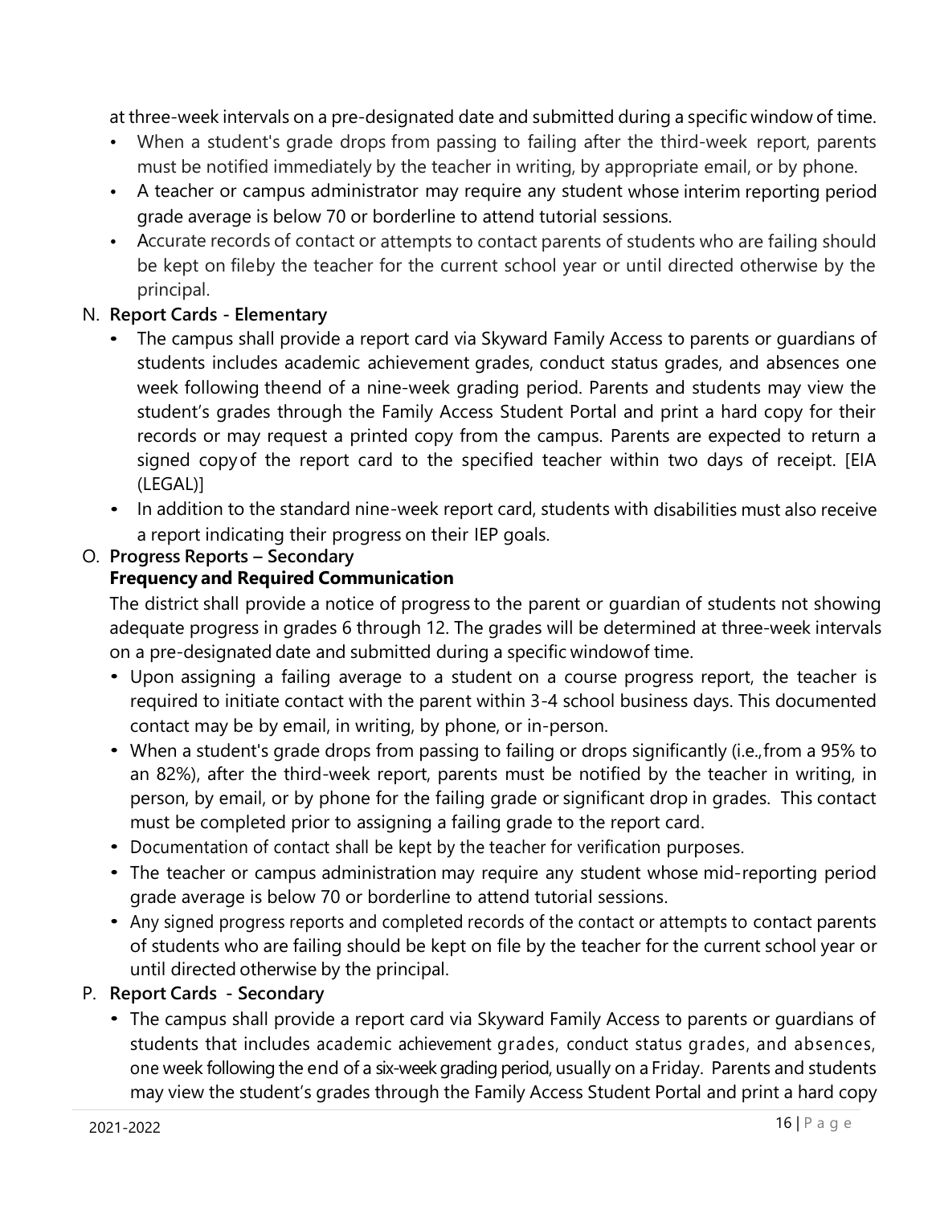at three-week intervals on a pre-designated date and submitted during a specific window of time.

- When a student's grade drops from passing to failing after the third-week report, parents must be notified immediately by the teacher in writing, by appropriate email, or by phone.
- A teacher or campus administrator may require any student whose interim reporting period grade average is below 70 or borderline to attend tutorial sessions.
- Accurate records of contact or attempts to contact parents of students who are failing should be kept on fileby the teacher for the current school year or until directed otherwise by the principal.

N. **Report Cards - Elementary**

- The campus shall provide a report card via Skyward Family Access to parents or guardians of students includes academic achievement grades, conduct status grades, and absences one week following theend of a nine-week grading period. Parents and students may view the student's grades through the Family Access Student Portal and print a hard copy for their records or may request a printed copy from the campus. Parents are expected to return a signed copyof the report card to the specified teacher within two days of receipt. [EIA (LEGAL)]
- In addition to the standard nine-week report card, students with disabilities must also receive a report indicating their progress on their IEP goals.

O. **Progress Reports – Secondary**

**Frequency and Required Communication**

The district shall provide a notice of progress to the parent or guardian of students not showing adequate progress in grades 6 through 12. The grades will be determined at three-week intervals on a pre-designated date and submitted during a specific windowof time.

- Upon assigning a failing average to a student on a course progress report, the teacher is required to initiate contact with the parent within 3-4 school business days. This documented contact may be by email, in writing, by phone, or in-person.
- When a student's grade drops from passing to failing or drops significantly (i.e.,from a 95% to an 82%), after the third-week report, parents must be notified by the teacher in writing, in person, by email, or by phone for the failing grade or significant drop in grades. This contact must be completed prior to assigning a failing grade to the report card.
- Documentation of contact shall be kept by the teacher for verification purposes.
- The teacher or campus administration may require any student whose mid-reporting period grade average is below 70 or borderline to attend tutorial sessions.
- Any signed progress reports and completed records of the contact or attempts to contact parents of students who are failing should be kept on file by the teacher for the current school year or until directed otherwise by the principal.

P. **Report Cards - Secondary**

- The campus shall provide a report card via Skyward Family Access to parents or guardians of students that includes academic achievement grades, conduct status grades, and absences, one week following the end of a six-week grading period, usually on a Friday. Parents and students may view the student's grades through the Family Access Student Portal and print a hard copy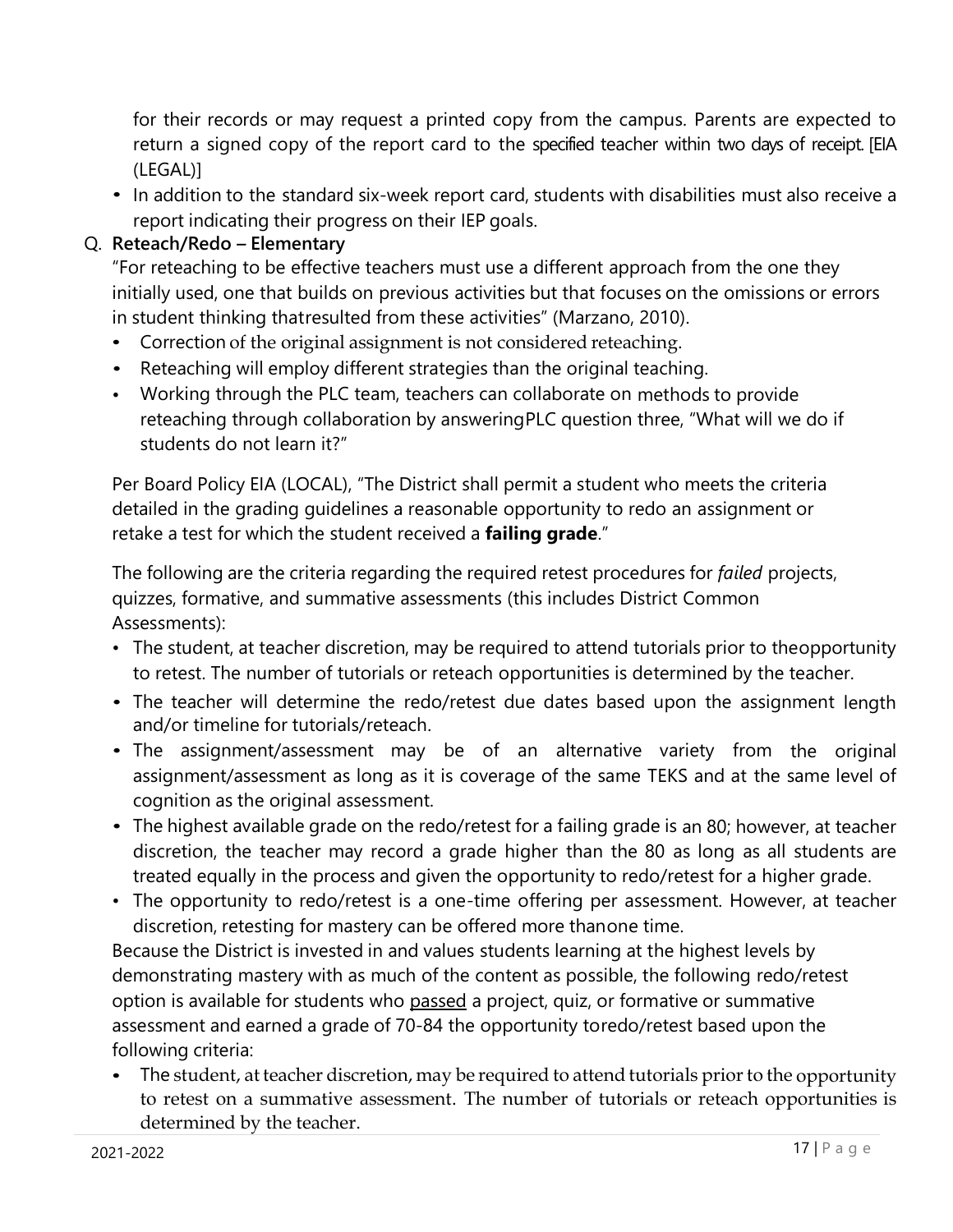for their records or may request a printed copy from the campus. Parents are expected to return a signed copy of the report card to the specified teacher within two days of receipt. [EIA (LEGAL)]

- In addition to the standard six-week report card, students with disabilities must also receive a report indicating their progress on their IEP goals.

Q. **Reteach/Redo – Elementary**

"For reteaching to be effective teachers must use a different approach from the one they initially used, one that builds on previous activities but that focuses on the omissions or errors in student thinking thatresulted from these activities" (Marzano, 2010).

- Correction of the original assignment is not considered reteaching.
- Reteaching will employ different strategies than the original teaching.
- Working through the PLC team, teachers can collaborate on methods to provide reteaching through collaboration by answeringPLC question three, "What will we do if students do not learn it?"

Per Board Policy EIA (LOCAL), "The District shall permit a student who meets the criteria detailed in the grading guidelines a reasonable opportunity to redo an assignment or retake a test for which the student received a **failing grade**."

The following are the criteria regarding the required retest procedures for *failed* projects, quizzes, formative, and summative assessments (this includes District Common Assessments):

- The student, at teacher discretion, may be required to attend tutorials prior to theopportunity to retest. The number of tutorials or reteach opportunities is determined by the teacher.
- The teacher will determine the redo/retest due dates based upon the assignment length and/or timeline for tutorials/reteach.
- The assignment/assessment may be of an alternative variety from the original assignment/assessment as long as it is coverage of the same TEKS and at the same level of cognition as the original assessment.
- The highest available grade on the redo/retest for a failing grade is an 80; however, at teacher discretion, the teacher may record a grade higher than the 80 as long as all students are treated equally in the process and given the opportunity to redo/retest for a higher grade.
- The opportunity to redo/retest is a one-time offering per assessment. However, at teacher discretion, retesting for mastery can be offered more thanone time.

Because the District is invested in and values students learning at the highest levels by demonstrating mastery with as much of the content as possible, the following redo/retest option is available for students who passed a project, quiz, or formative or summative assessment and earned a grade of 70-84 the opportunity toredo/retest based upon the following criteria:

- The student, at teacher discretion, may be required to attend tutorials prior to the opportunity to retest on a summative assessment. The number of tutorials or reteach opportunities is determined by the teacher.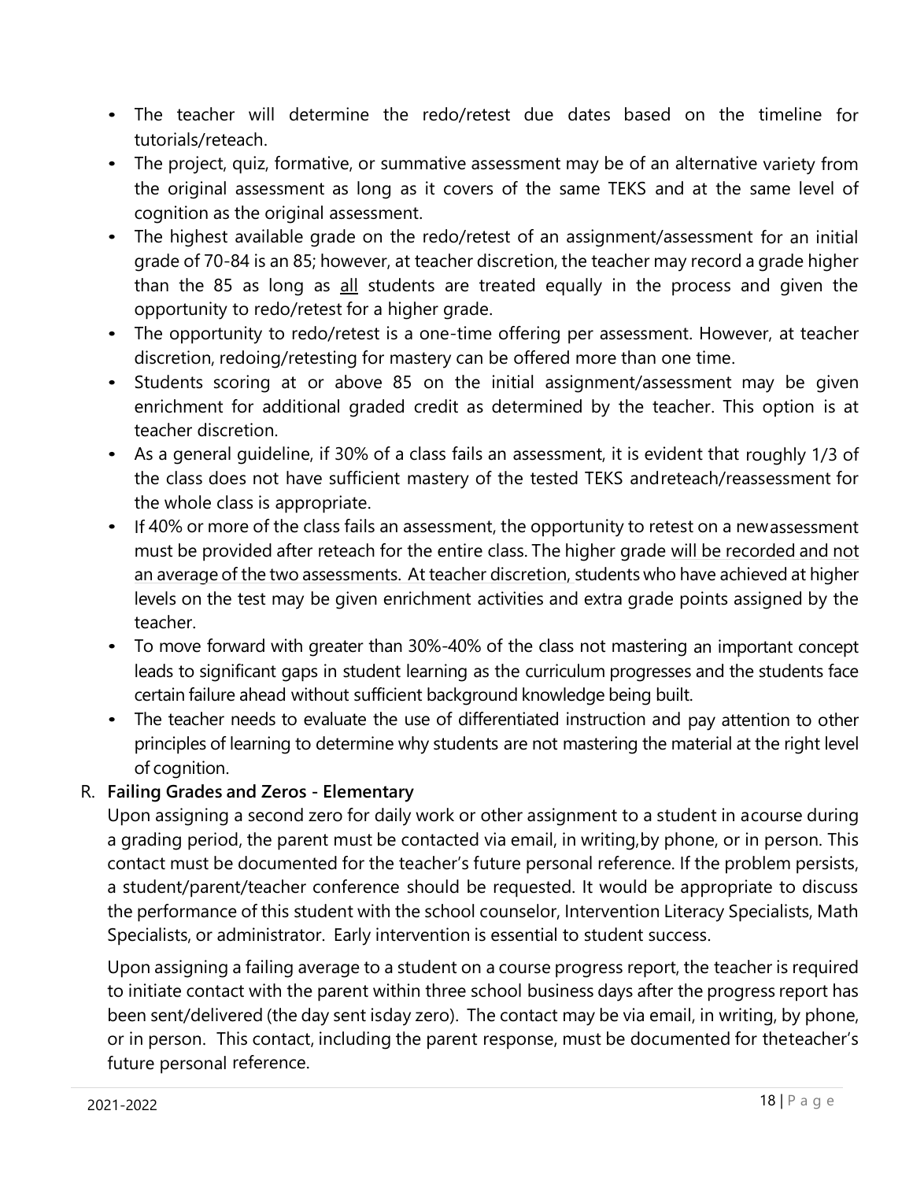- The teacher will determine the redo/retest due dates based on the timeline for tutorials/reteach.
- The project, quiz, formative, or summative assessment may be of an alternative variety from the original assessment as long as it covers of the same TEKS and at the same level of cognition as the original assessment.
- The highest available grade on the redo/retest of an assignment/assessment for an initial grade of 70-84 is an 85; however, at teacher discretion, the teacher may record a grade higher than the 85 as long as <u>all</u> students are treated equally in the process and given the opportunity to redo/retest for a higher grade.
- The opportunity to redo/retest is a one-time offering per assessment. However, at teacher discretion, redoing/retesting for mastery can be offered more than one time.
- Students scoring at or above 85 on the initial assignment/assessment may be given enrichment for additional graded credit as determined by the teacher. This option is at teacher discretion.
- As a general guideline, if 30% of a class fails an assessment, it is evident that roughly 1/3 of the class does not have sufficient mastery of the tested TEKS andreteach/reassessment for the whole class is appropriate.
- If 40% or more of the class fails an assessment, the opportunity to retest on a newassessment must be provided after reteach for the entire class. The higher grade <u>will be recorded and not an average of the two assessments.</u> At teacher discretion, students who have achieved at higher levels on the test may be given enrichment activities and extra grade points assigned by the teacher.
- To move forward with greater than 30%-40% of the class not mastering an important concept leads to significant gaps in student learning as the curriculum progresses and the students face certain failure ahead without sufficient background knowledge being built.
- The teacher needs to evaluate the use of differentiated instruction and pay attention to other principles of learning to determine why students are not mastering the material at the right level of cognition.

R. **Failing Grades and Zeros - Elementary**

Upon assigning a second zero for daily work or other assignment to a student in acourse during a grading period, the parent must be contacted via email, in writing,by phone, or in person. This contact must be documented for the teacher's future personal reference. If the problem persists, a student/parent/teacher conference should be requested. It would be appropriate to discuss the performance of this student with the school counselor, Intervention Literacy Specialists, Math Specialists, or administrator. Early intervention is essential to student success.

Upon assigning a failing average to a student on a course progress report, the teacher is required to initiate contact with the parent within three school business days after the progress report has been sent/delivered (the day sent isday zero). The contact may be via email, in writing, by phone, or in person. This contact, including the parent response, must be documented for theteacher's future personal reference.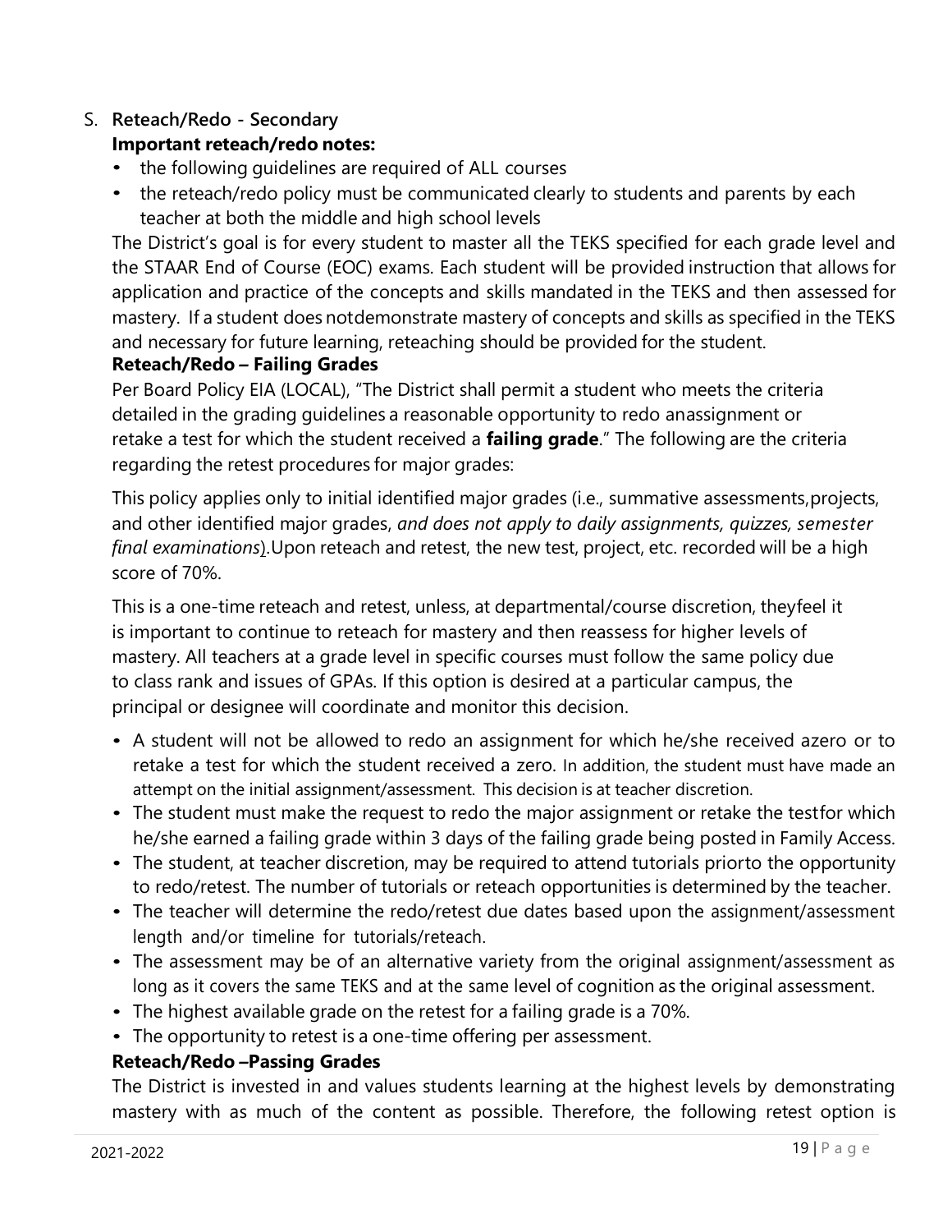S. **Reteach/Redo - Secondary**

**Important reteach/redo notes:**

- the following guidelines are required of ALL courses
- the reteach/redo policy must be communicated clearly to students and parents by each teacher at both the middle and high school levels

The District's goal is for every student to master all the TEKS specified for each grade level and the STAAR End of Course (EOC) exams. Each student will be provided instruction that allows for application and practice of the concepts and skills mandated in the TEKS and then assessed for mastery. If a student does notdemonstrate mastery of concepts and skills as specified in the TEKS and necessary for future learning, reteaching should be provided for the student.

**Reteach/Redo – Failing Grades**

Per Board Policy EIA (LOCAL), "The District shall permit a student who meets the criteria detailed in the grading guidelines a reasonable opportunity to redo anassignment or retake a test for which the student received a **failing grade**." The following are the criteria regarding the retest procedures for major grades:

This policy applies only to initial identified major grades (i.e., summative assessments,projects, and other identified major grades, *and does not apply to daily assignments, quizzes, semester final examinations*).Upon reteach and retest, the new test, project, etc. recorded will be a high score of 70%.

This is a one-time reteach and retest, unless, at departmental/course discretion, theyfeel it is important to continue to reteach for mastery and then reassess for higher levels of mastery. All teachers at a grade level in specific courses must follow the same policy due to class rank and issues of GPAs. If this option is desired at a particular campus, the principal or designee will coordinate and monitor this decision.

- A student will not be allowed to redo an assignment for which he/she received azero or to retake a test for which the student received a zero. In addition, the student must have made an attempt on the initial assignment/assessment. This decision is at teacher discretion.
- The student must make the request to redo the major assignment or retake the testfor which he/she earned a failing grade within 3 days of the failing grade being posted in Family Access.
- The student, at teacher discretion, may be required to attend tutorials priorto the opportunity to redo/retest. The number of tutorials or reteach opportunities is determined by the teacher.
- The teacher will determine the redo/retest due dates based upon the assignment/assessment length and/or timeline for tutorials/reteach.
- The assessment may be of an alternative variety from the original assignment/assessment as long as it covers the same TEKS and at the same level of cognition as the original assessment.
- The highest available grade on the retest for a failing grade is a 70%.
- The opportunity to retest is a one-time offering per assessment.

**Reteach/Redo –Passing Grades**

The District is invested in and values students learning at the highest levels by demonstrating mastery with as much of the content as possible. Therefore, the following retest option is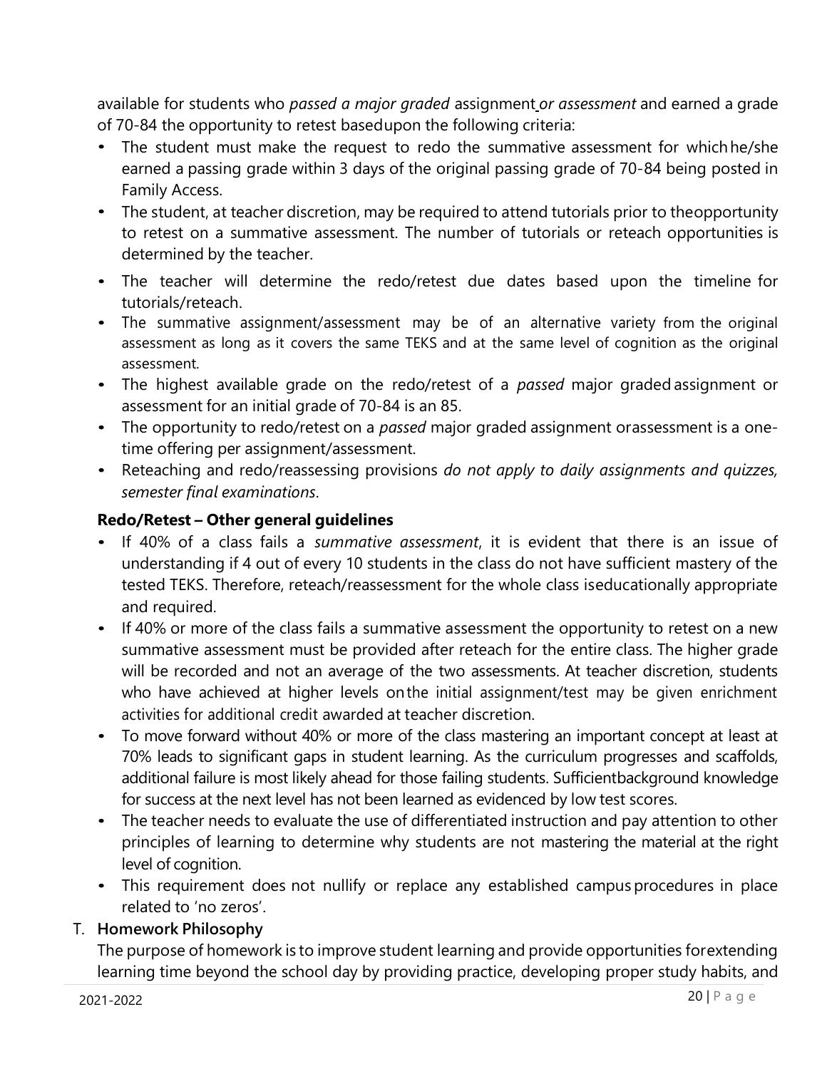available for students who *passed a major graded* assignment *or assessment* and earned a grade of 70-84 the opportunity to retest basedupon the following criteria:

- The student must make the request to redo the summative assessment for which he/she earned a passing grade within 3 days of the original passing grade of 70-84 being posted in Family Access.
- The student, at teacher discretion, may be required to attend tutorials prior to theopportunity to retest on a summative assessment. The number of tutorials or reteach opportunities is determined by the teacher.
- The teacher will determine the redo/retest due dates based upon the timeline for tutorials/reteach.
- The summative assignment/assessment may be of an alternative variety from the original assessment as long as it covers the same TEKS and at the same level of cognition as the original assessment.
- The highest available grade on the redo/retest of a *passed* major graded assignment or assessment for an initial grade of 70-84 is an 85.
- The opportunity to redo/retest on a *passed* major graded assignment orassessment is a one-time offering per assignment/assessment.
- Reteaching and redo/reassessing provisions *do not apply to daily assignments and quizzes, semester final examinations*.

**Redo/Retest – Other general guidelines**

- If 40% of a class fails a *summative assessment*, it is evident that there is an issue of understanding if 4 out of every 10 students in the class do not have sufficient mastery of the tested TEKS. Therefore, reteach/reassessment for the whole class iseducationally appropriate and required.
- If 40% or more of the class fails a summative assessment the opportunity to retest on a new summative assessment must be provided after reteach for the entire class. The higher grade will be recorded and not an average of the two assessments. At teacher discretion, students who have achieved at higher levels onthe initial assignment/test may be given enrichment activities for additional credit awarded at teacher discretion.
- To move forward without 40% or more of the class mastering an important concept at least at 70% leads to significant gaps in student learning. As the curriculum progresses and scaffolds, additional failure is most likely ahead for those failing students. Sufficientbackground knowledge for success at the next level has not been learned as evidenced by low test scores.
- The teacher needs to evaluate the use of differentiated instruction and pay attention to other principles of learning to determine why students are not mastering the material at the right level of cognition.
- This requirement does not nullify or replace any established campus procedures in place related to 'no zeros'.

T. **Homework Philosophy**

The purpose of homework is to improve student learning and provide opportunities forextending learning time beyond the school day by providing practice, developing proper study habits, and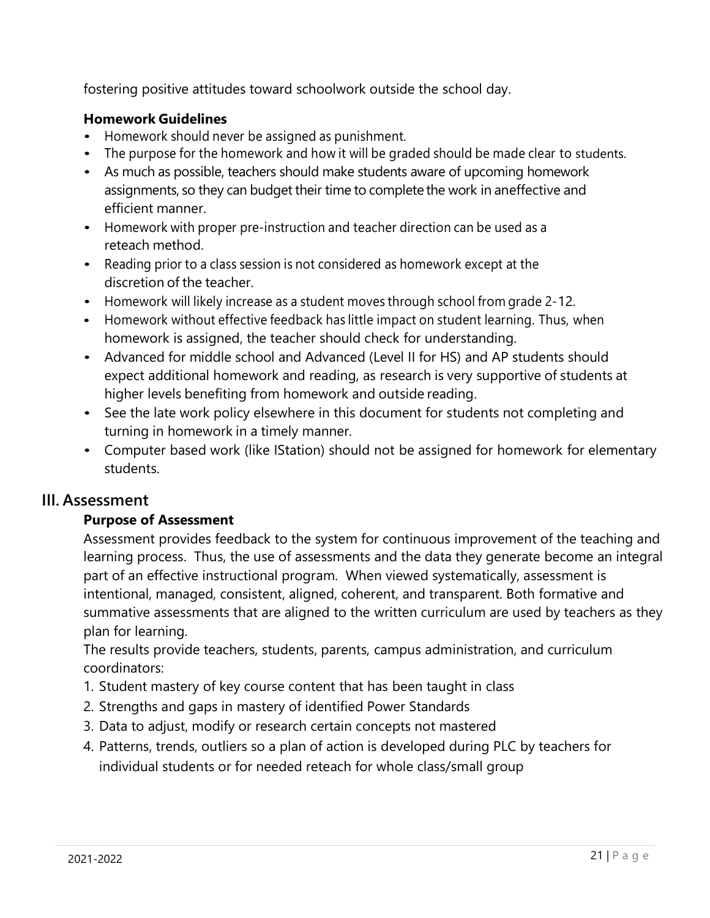fostering positive attitudes toward schoolwork outside the school day.

**Homework Guidelines**

- Homework should never be assigned as punishment.
- The purpose for the homework and how it will be graded should be made clear to students.
- As much as possible, teachers should make students aware of upcoming homework assignments, so they can budget their time to complete the work in aneffective and efficient manner.
- Homework with proper pre-instruction and teacher direction can be used as a reteach method.
- Reading prior to a class session is not considered as homework except at the discretion of the teacher.
- Homework will likely increase as a student moves through school from grade 2-12.
- Homework without effective feedback has little impact on student learning. Thus, when homework is assigned, the teacher should check for understanding.
- Advanced for middle school and Advanced (Level II for HS) and AP students should expect additional homework and reading, as research is very supportive of students at higher levels benefiting from homework and outside reading.
- See the late work policy elsewhere in this document for students not completing and turning in homework in a timely manner.
- Computer based work (like IStation) should not be assigned for homework for elementary students.

## III. Assessment

**Purpose of Assessment**

Assessment provides feedback to the system for continuous improvement of the teaching and learning process. Thus, the use of assessments and the data they generate become an integral part of an effective instructional program. When viewed systematically, assessment is intentional, managed, consistent, aligned, coherent, and transparent. Both formative and summative assessments that are aligned to the written curriculum are used by teachers as they plan for learning.

The results provide teachers, students, parents, campus administration, and curriculum coordinators:

1. Student mastery of key course content that has been taught in class
2. Strengths and gaps in mastery of identified Power Standards
3. Data to adjust, modify or research certain concepts not mastered
4. Patterns, trends, outliers so a plan of action is developed during PLC by teachers for individual students or for needed reteach for whole class/small group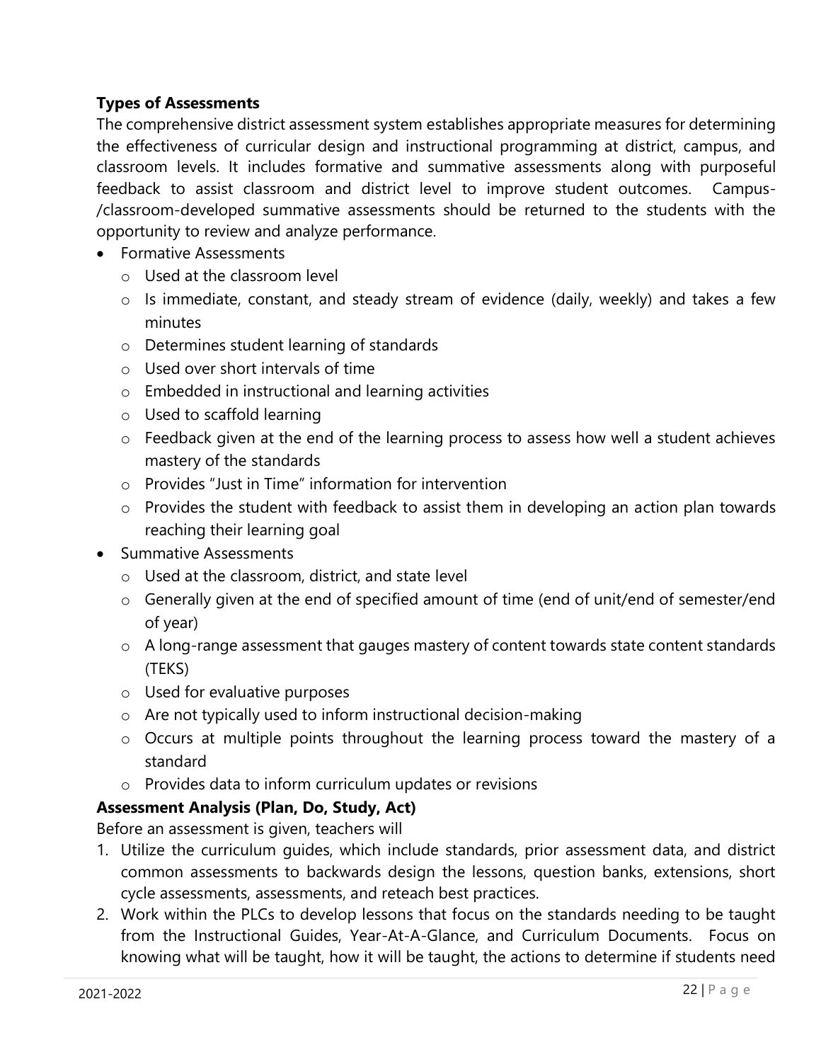**Types of Assessments**

The comprehensive district assessment system establishes appropriate measures for determining the effectiveness of curricular design and instructional programming at district, campus, and classroom levels. It includes formative and summative assessments along with purposeful feedback to assist classroom and district level to improve student outcomes. Campus-/classroom-developed summative assessments should be returned to the students with the opportunity to review and analyze performance.

- Formative Assessments
  - Used at the classroom level
  - Is immediate, constant, and steady stream of evidence (daily, weekly) and takes a few minutes
  - Determines student learning of standards
  - Used over short intervals of time
  - Embedded in instructional and learning activities
  - Used to scaffold learning
  - Feedback given at the end of the learning process to assess how well a student achieves mastery of the standards
  - Provides "Just in Time" information for intervention
  - Provides the student with feedback to assist them in developing an action plan towards reaching their learning goal
- Summative Assessments
  - Used at the classroom, district, and state level
  - Generally given at the end of specified amount of time (end of unit/end of semester/end of year)
  - A long-range assessment that gauges mastery of content towards state content standards (TEKS)
  - Used for evaluative purposes
  - Are not typically used to inform instructional decision-making
  - Occurs at multiple points throughout the learning process toward the mastery of a standard
  - Provides data to inform curriculum updates or revisions

**Assessment Analysis (Plan, Do, Study, Act)**

Before an assessment is given, teachers will

1. Utilize the curriculum guides, which include standards, prior assessment data, and district common assessments to backwards design the lessons, question banks, extensions, short cycle assessments, assessments, and reteach best practices.
2. Work within the PLCs to develop lessons that focus on the standards needing to be taught from the Instructional Guides, Year-At-A-Glance, and Curriculum Documents. Focus on knowing what will be taught, how it will be taught, the actions to determine if students need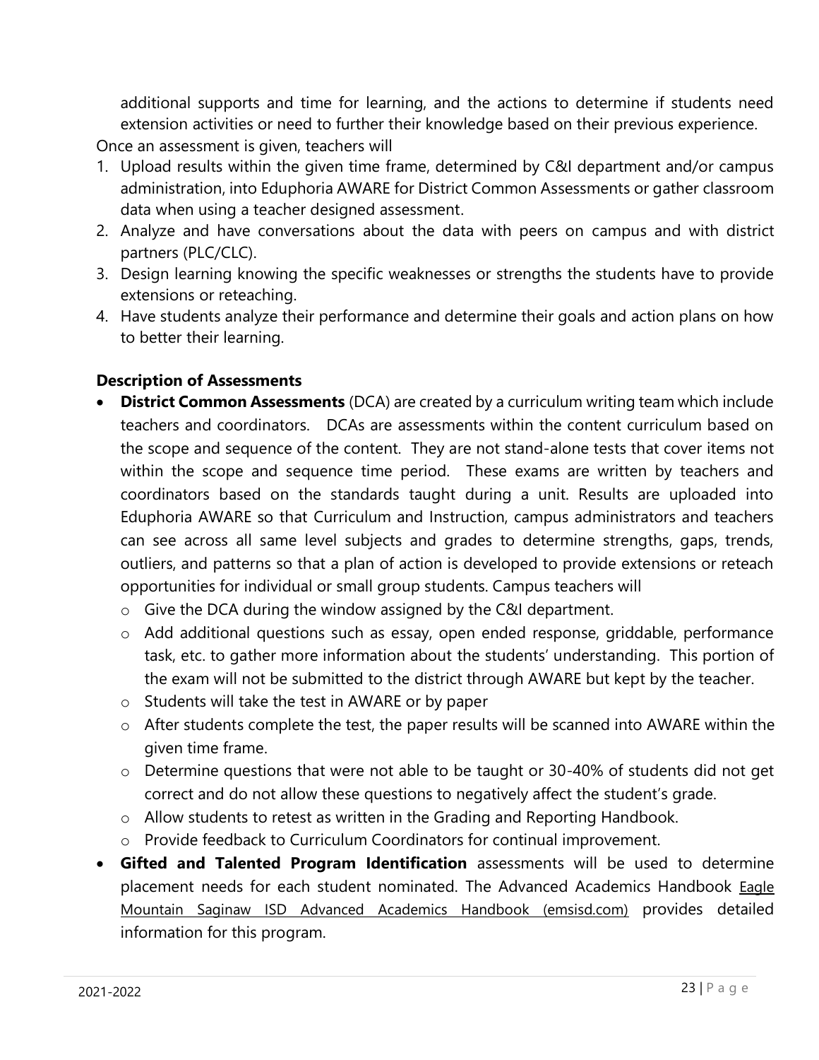additional supports and time for learning, and the actions to determine if students need extension activities or need to further their knowledge based on their previous experience.

Once an assessment is given, teachers will

1. Upload results within the given time frame, determined by C&I department and/or campus administration, into Eduphoria AWARE for District Common Assessments or gather classroom data when using a teacher designed assessment.
2. Analyze and have conversations about the data with peers on campus and with district partners (PLC/CLC).
3. Design learning knowing the specific weaknesses or strengths the students have to provide extensions or reteaching.
4. Have students analyze their performance and determine their goals and action plans on how to better their learning.

**Description of Assessments**

- **District Common Assessments** (DCA) are created by a curriculum writing team which include teachers and coordinators. DCAs are assessments within the content curriculum based on the scope and sequence of the content. They are not stand-alone tests that cover items not within the scope and sequence time period. These exams are written by teachers and coordinators based on the standards taught during a unit. Results are uploaded into Eduphoria AWARE so that Curriculum and Instruction, campus administrators and teachers can see across all same level subjects and grades to determine strengths, gaps, trends, outliers, and patterns so that a plan of action is developed to provide extensions or reteach opportunities for individual or small group students. Campus teachers will
  - Give the DCA during the window assigned by the C&I department.
  - Add additional questions such as essay, open ended response, griddable, performance task, etc. to gather more information about the students' understanding. This portion of the exam will not be submitted to the district through AWARE but kept by the teacher.
  - Students will take the test in AWARE or by paper
  - After students complete the test, the paper results will be scanned into AWARE within the given time frame.
  - Determine questions that were not able to be taught or 30-40% of students did not get correct and do not allow these questions to negatively affect the student's grade.
  - Allow students to retest as written in the Grading and Reporting Handbook.
  - Provide feedback to Curriculum Coordinators for continual improvement.
- **Gifted and Talented Program Identification** assessments will be used to determine placement needs for each student nominated. The Advanced Academics Handbook Eagle Mountain Saginaw ISD Advanced Academics Handbook (emsisd.com) provides detailed information for this program.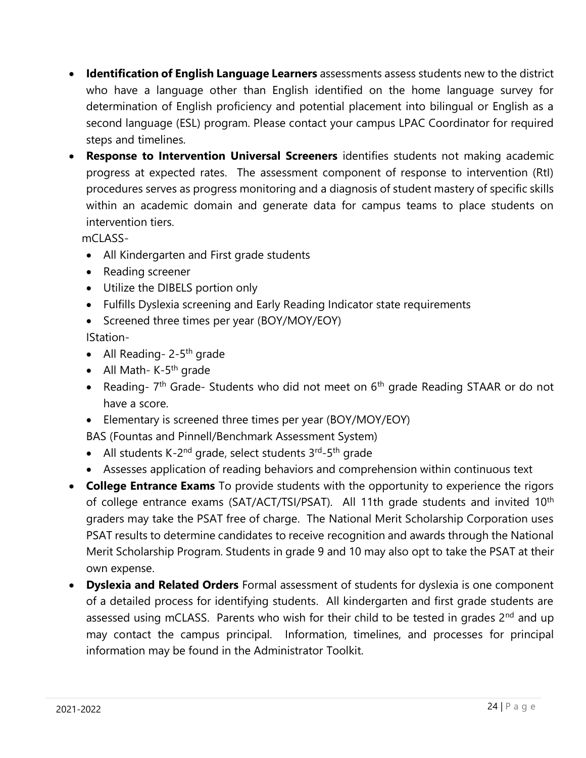- **Identification of English Language Learners** assessments assess students new to the district who have a language other than English identified on the home language survey for determination of English proficiency and potential placement into bilingual or English as a second language (ESL) program. Please contact your campus LPAC Coordinator for required steps and timelines.
- **Response to Intervention Universal Screeners** identifies students not making academic progress at expected rates. The assessment component of response to intervention (RtI) procedures serves as progress monitoring and a diagnosis of student mastery of specific skills within an academic domain and generate data for campus teams to place students on intervention tiers.

  mCLASS-
  - All Kindergarten and First grade students
  - Reading screener
  - Utilize the DIBELS portion only
  - Fulfills Dyslexia screening and Early Reading Indicator state requirements
  - Screened three times per year (BOY/MOY/EOY)

  IStation-
  - All Reading- 2-5th grade
  - All Math- K-5th grade
  - Reading- 7th Grade- Students who did not meet on 6th grade Reading STAAR or do not have a score.
  - Elementary is screened three times per year (BOY/MOY/EOY)

  BAS (Fountas and Pinnell/Benchmark Assessment System)
  - All students K-2nd grade, select students 3rd-5th grade
  - Assesses application of reading behaviors and comprehension within continuous text
- **College Entrance Exams** To provide students with the opportunity to experience the rigors of college entrance exams (SAT/ACT/TSI/PSAT). All 11th grade students and invited 10th graders may take the PSAT free of charge. The National Merit Scholarship Corporation uses PSAT results to determine candidates to receive recognition and awards through the National Merit Scholarship Program. Students in grade 9 and 10 may also opt to take the PSAT at their own expense.
- **Dyslexia and Related Orders** Formal assessment of students for dyslexia is one component of a detailed process for identifying students. All kindergarten and first grade students are assessed using mCLASS. Parents who wish for their child to be tested in grades 2nd and up may contact the campus principal. Information, timelines, and processes for principal information may be found in the Administrator Toolkit.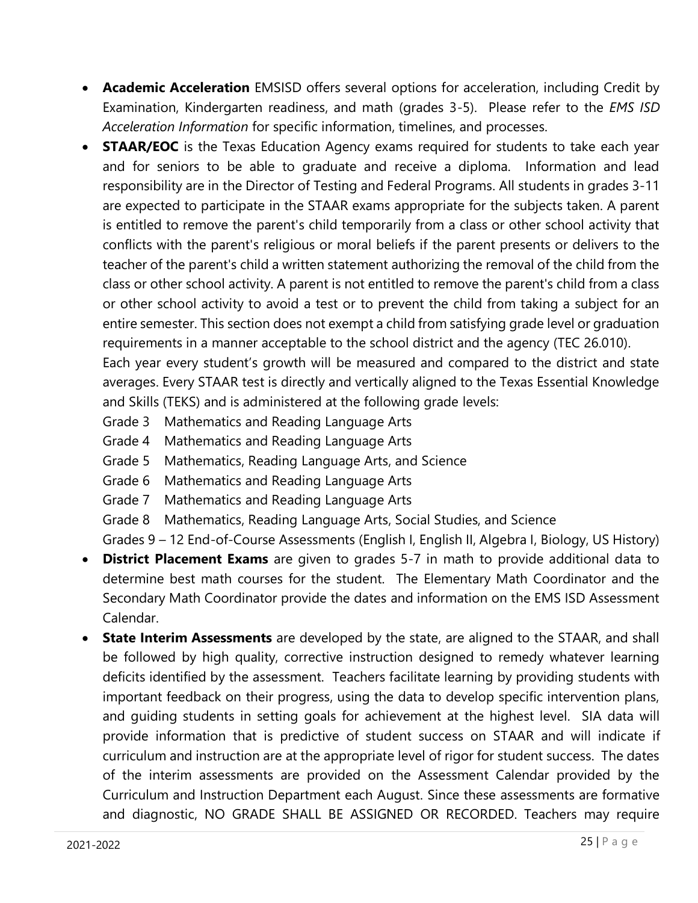- **Academic Acceleration** EMSISD offers several options for acceleration, including Credit by Examination, Kindergarten readiness, and math (grades 3-5). Please refer to the *EMS ISD Acceleration Information* for specific information, timelines, and processes.
- **STAAR/EOC** is the Texas Education Agency exams required for students to take each year and for seniors to be able to graduate and receive a diploma. Information and lead responsibility are in the Director of Testing and Federal Programs. All students in grades 3-11 are expected to participate in the STAAR exams appropriate for the subjects taken. A parent is entitled to remove the parent's child temporarily from a class or other school activity that conflicts with the parent's religious or moral beliefs if the parent presents or delivers to the teacher of the parent's child a written statement authorizing the removal of the child from the class or other school activity. A parent is not entitled to remove the parent's child from a class or other school activity to avoid a test or to prevent the child from taking a subject for an entire semester. This section does not exempt a child from satisfying grade level or graduation requirements in a manner acceptable to the school district and the agency (TEC 26.010).
  Each year every student's growth will be measured and compared to the district and state averages. Every STAAR test is directly and vertically aligned to the Texas Essential Knowledge and Skills (TEKS) and is administered at the following grade levels:
  Grade 3 Mathematics and Reading Language Arts
  Grade 4 Mathematics and Reading Language Arts
  Grade 5 Mathematics, Reading Language Arts, and Science
  Grade 6 Mathematics and Reading Language Arts
  Grade 7 Mathematics and Reading Language Arts
  Grade 8 Mathematics, Reading Language Arts, Social Studies, and Science
  Grades 9 – 12 End-of-Course Assessments (English I, English II, Algebra I, Biology, US History)
- **District Placement Exams** are given to grades 5-7 in math to provide additional data to determine best math courses for the student. The Elementary Math Coordinator and the Secondary Math Coordinator provide the dates and information on the EMS ISD Assessment Calendar.
- **State Interim Assessments** are developed by the state, are aligned to the STAAR, and shall be followed by high quality, corrective instruction designed to remedy whatever learning deficits identified by the assessment. Teachers facilitate learning by providing students with important feedback on their progress, using the data to develop specific intervention plans, and guiding students in setting goals for achievement at the highest level. SIA data will provide information that is predictive of student success on STAAR and will indicate if curriculum and instruction are at the appropriate level of rigor for student success. The dates of the interim assessments are provided on the Assessment Calendar provided by the Curriculum and Instruction Department each August. Since these assessments are formative and diagnostic, NO GRADE SHALL BE ASSIGNED OR RECORDED. Teachers may require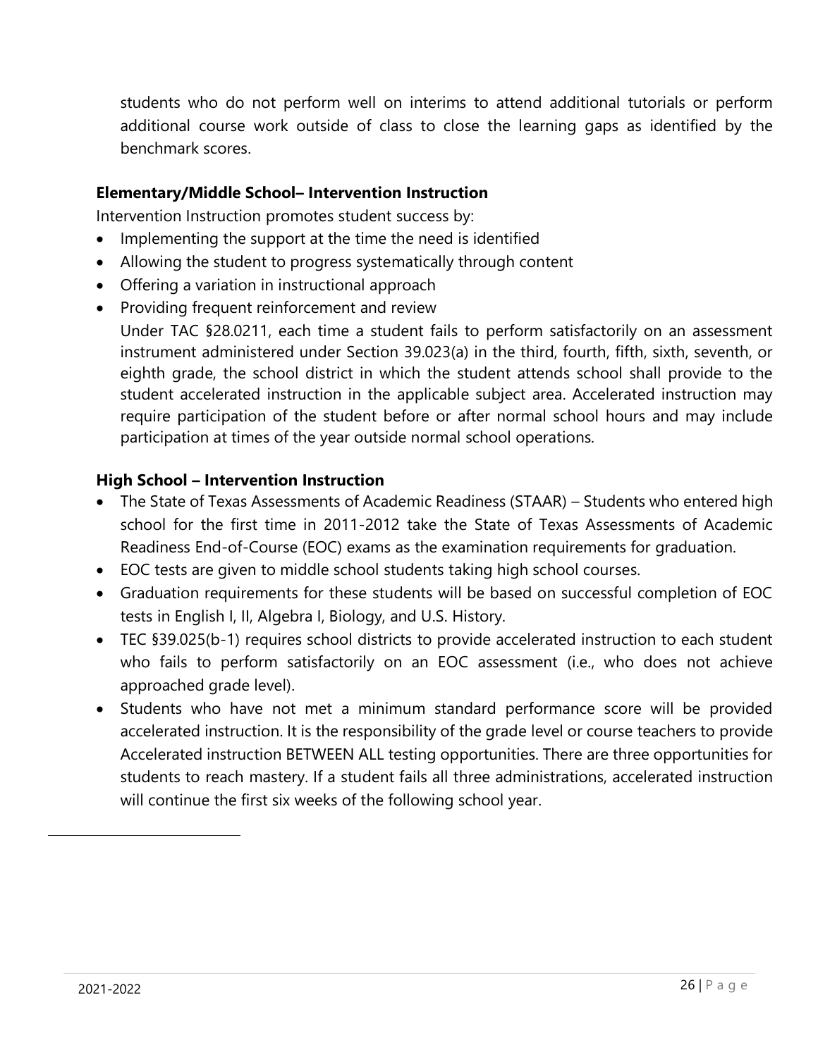students who do not perform well on interims to attend additional tutorials or perform additional course work outside of class to close the learning gaps as identified by the benchmark scores.

### Elementary/Middle School– Intervention Instruction

Intervention Instruction promotes student success by:

- Implementing the support at the time the need is identified
- Allowing the student to progress systematically through content
- Offering a variation in instructional approach
- Providing frequent reinforcement and review

  Under TAC §28.0211, each time a student fails to perform satisfactorily on an assessment instrument administered under Section 39.023(a) in the third, fourth, fifth, sixth, seventh, or eighth grade, the school district in which the student attends school shall provide to the student accelerated instruction in the applicable subject area. Accelerated instruction may require participation of the student before or after normal school hours and may include participation at times of the year outside normal school operations.

### High School – Intervention Instruction

- The State of Texas Assessments of Academic Readiness (STAAR) – Students who entered high school for the first time in 2011-2012 take the State of Texas Assessments of Academic Readiness End-of-Course (EOC) exams as the examination requirements for graduation.
- EOC tests are given to middle school students taking high school courses.
- Graduation requirements for these students will be based on successful completion of EOC tests in English I, II, Algebra I, Biology, and U.S. History.
- TEC §39.025(b-1) requires school districts to provide accelerated instruction to each student who fails to perform satisfactorily on an EOC assessment (i.e., who does not achieve approached grade level).
- Students who have not met a minimum standard performance score will be provided accelerated instruction. It is the responsibility of the grade level or course teachers to provide Accelerated instruction BETWEEN ALL testing opportunities. There are three opportunities for students to reach mastery. If a student fails all three administrations, accelerated instruction will continue the first six weeks of the following school year.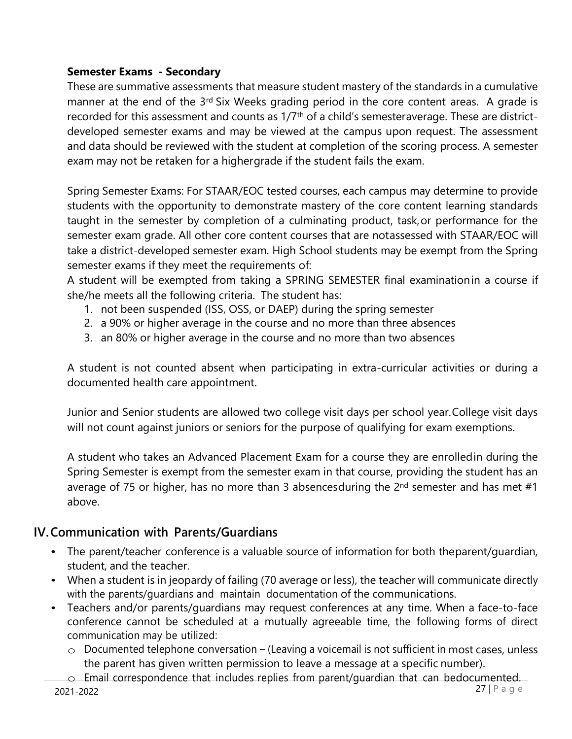**Semester Exams - Secondary**

These are summative assessments that measure student mastery of the standards in a cumulative manner at the end of the 3rd Six Weeks grading period in the core content areas. A grade is recorded for this assessment and counts as 1/7th of a child's semesteraverage. These are district-developed semester exams and may be viewed at the campus upon request. The assessment and data should be reviewed with the student at completion of the scoring process. A semester exam may not be retaken for a highergrade if the student fails the exam.

Spring Semester Exams: For STAAR/EOC tested courses, each campus may determine to provide students with the opportunity to demonstrate mastery of the core content learning standards taught in the semester by completion of a culminating product, task, or performance for the semester exam grade. All other core content courses that are notassessed with STAAR/EOC will take a district-developed semester exam. High School students may be exempt from the Spring semester exams if they meet the requirements of:

A student will be exempted from taking a SPRING SEMESTER final examinationin a course if she/he meets all the following criteria. The student has:

1. not been suspended (ISS, OSS, or DAEP) during the spring semester
2. a 90% or higher average in the course and no more than three absences
3. an 80% or higher average in the course and no more than two absences

A student is not counted absent when participating in extra-curricular activities or during a documented health care appointment.

Junior and Senior students are allowed two college visit days per school year. College visit days will not count against juniors or seniors for the purpose of qualifying for exam exemptions.

A student who takes an Advanced Placement Exam for a course they are enrolledin during the Spring Semester is exempt from the semester exam in that course, providing the student has an average of 75 or higher, has no more than 3 absencesduring the 2nd semester and has met #1 above.

## IV. Communication with Parents/Guardians

- The parent/teacher conference is a valuable source of information for both theparent/guardian, student, and the teacher.
- When a student is in jeopardy of failing (70 average or less), the teacher will communicate directly with the parents/guardians and maintain documentation of the communications.
- Teachers and/or parents/guardians may request conferences at any time. When a face-to-face conference cannot be scheduled at a mutually agreeable time, the following forms of direct communication may be utilized:
  - Documented telephone conversation – (Leaving a voicemail is not sufficient in most cases, unless the parent has given written permission to leave a message at a specific number).
  - Email correspondence that includes replies from parent/guardian that can bedocumented.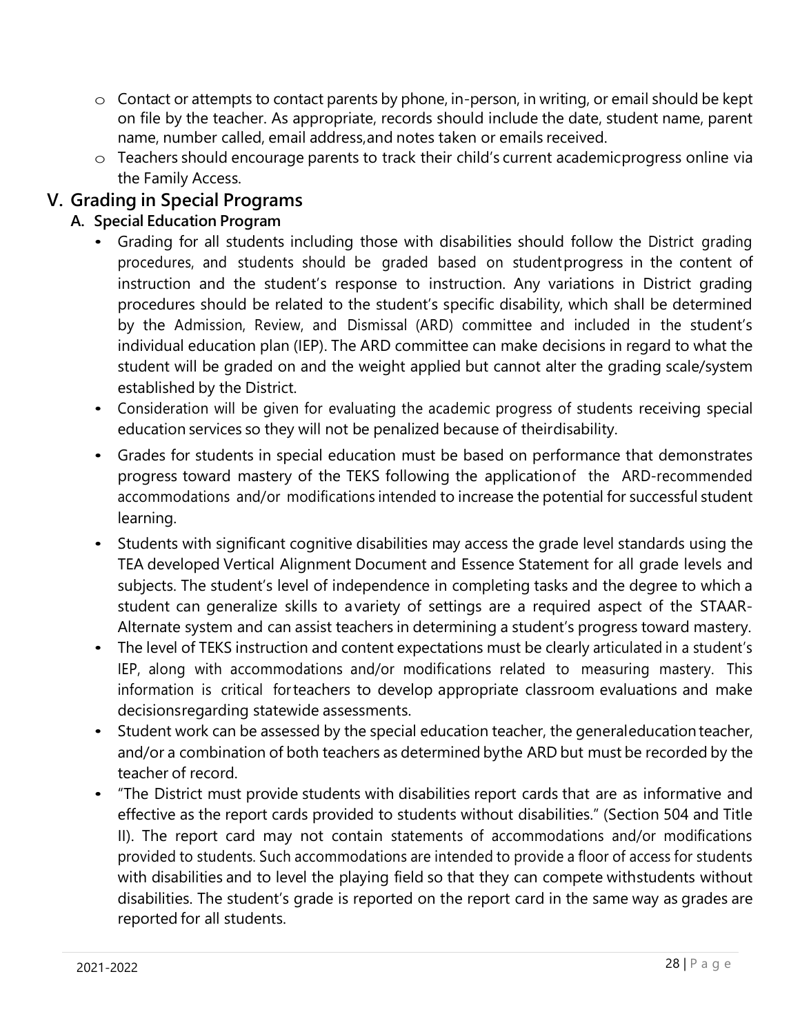- Contact or attempts to contact parents by phone, in-person, in writing, or email should be kept on file by the teacher. As appropriate, records should include the date, student name, parent name, number called, email address, and notes taken or emails received.
- Teachers should encourage parents to track their child's current academic progress online via the Family Access.

## V. Grading in Special Programs

### A. Special Education Program

- Grading for all students including those with disabilities should follow the District grading procedures, and students should be graded based on student progress in the content of instruction and the student's response to instruction. Any variations in District grading procedures should be related to the student's specific disability, which shall be determined by the Admission, Review, and Dismissal (ARD) committee and included in the student's individual education plan (IEP). The ARD committee can make decisions in regard to what the student will be graded on and the weight applied but cannot alter the grading scale/system established by the District.
- Consideration will be given for evaluating the academic progress of students receiving special education services so they will not be penalized because of their disability.
- Grades for students in special education must be based on performance that demonstrates progress toward mastery of the TEKS following the application of the ARD-recommended accommodations and/or modifications intended to increase the potential for successful student learning.
- Students with significant cognitive disabilities may access the grade level standards using the TEA developed Vertical Alignment Document and Essence Statement for all grade levels and subjects. The student's level of independence in completing tasks and the degree to which a student can generalize skills to a variety of settings are a required aspect of the STAAR-Alternate system and can assist teachers in determining a student's progress toward mastery.
- The level of TEKS instruction and content expectations must be clearly articulated in a student's IEP, along with accommodations and/or modifications related to measuring mastery. This information is critical for teachers to develop appropriate classroom evaluations and make decisions regarding statewide assessments.
- Student work can be assessed by the special education teacher, the general education teacher, and/or a combination of both teachers as determined by the ARD but must be recorded by the teacher of record.
- "The District must provide students with disabilities report cards that are as informative and effective as the report cards provided to students without disabilities." (Section 504 and Title II). The report card may not contain statements of accommodations and/or modifications provided to students. Such accommodations are intended to provide a floor of access for students with disabilities and to level the playing field so that they can compete with students without disabilities. The student's grade is reported on the report card in the same way as grades are reported for all students.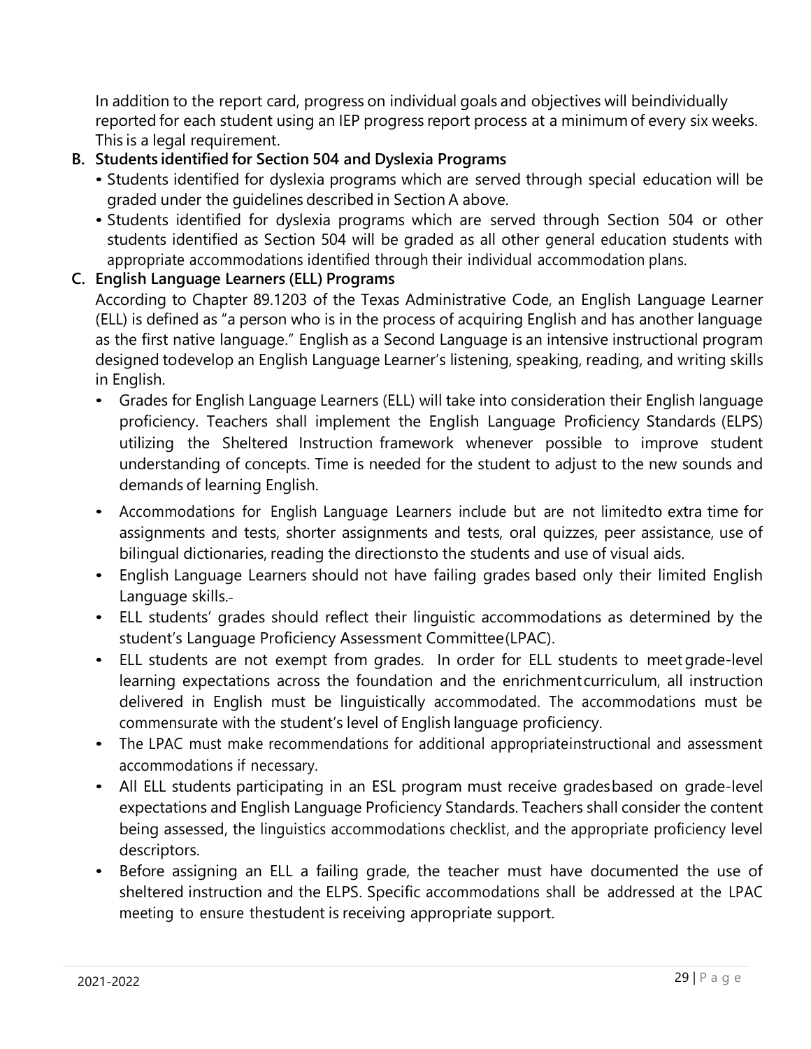In addition to the report card, progress on individual goals and objectives will beindividually reported for each student using an IEP progress report process at a minimum of every six weeks. This is a legal requirement.

**B. Students identified for Section 504 and Dyslexia Programs**

- Students identified for dyslexia programs which are served through special education will be graded under the guidelines described in Section A above.
- Students identified for dyslexia programs which are served through Section 504 or other students identified as Section 504 will be graded as all other general education students with appropriate accommodations identified through their individual accommodation plans.

**C. English Language Learners (ELL) Programs**

According to Chapter 89.1203 of the Texas Administrative Code, an English Language Learner (ELL) is defined as "a person who is in the process of acquiring English and has another language as the first native language." English as a Second Language is an intensive instructional program designed todevelop an English Language Learner's listening, speaking, reading, and writing skills in English.

- Grades for English Language Learners (ELL) will take into consideration their English language proficiency. Teachers shall implement the English Language Proficiency Standards (ELPS) utilizing the Sheltered Instruction framework whenever possible to improve student understanding of concepts. Time is needed for the student to adjust to the new sounds and demands of learning English.
- Accommodations for English Language Learners include but are not limitedto extra time for assignments and tests, shorter assignments and tests, oral quizzes, peer assistance, use of bilingual dictionaries, reading the directionsto the students and use of visual aids.
- English Language Learners should not have failing grades based only their limited English Language skills.
- ELL students' grades should reflect their linguistic accommodations as determined by the student's Language Proficiency Assessment Committee(LPAC).
- ELL students are not exempt from grades. In order for ELL students to meetgrade-level learning expectations across the foundation and the enrichmentcurriculum, all instruction delivered in English must be linguistically accommodated. The accommodations must be commensurate with the student's level of English language proficiency.
- The LPAC must make recommendations for additional appropriateinstructional and assessment accommodations if necessary.
- All ELL students participating in an ESL program must receive gradesbased on grade-level expectations and English Language Proficiency Standards. Teachers shall consider the content being assessed, the linguistics accommodations checklist, and the appropriate proficiency level descriptors.
- Before assigning an ELL a failing grade, the teacher must have documented the use of sheltered instruction and the ELPS. Specific accommodations shall be addressed at the LPAC meeting to ensure thestudent is receiving appropriate support.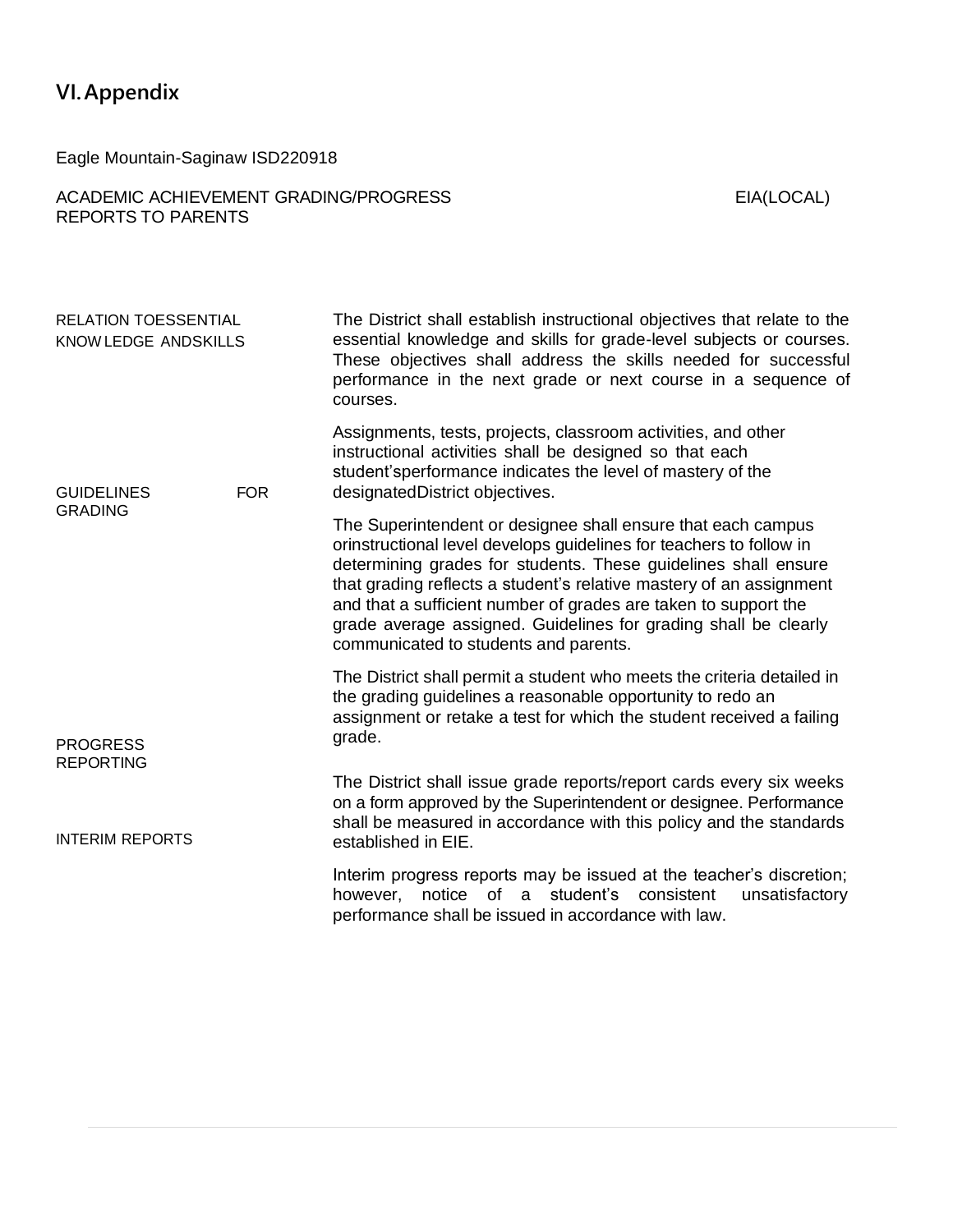## VI. Appendix

Eagle Mountain-Saginaw ISD220918

ACADEMIC ACHIEVEMENT GRADING/PROGRESS REPORTS TO PARENTS — EIA(LOCAL)

**RELATION TO ESSENTIAL KNOWLEDGE AND SKILLS**

The District shall establish instructional objectives that relate to the essential knowledge and skills for grade-level subjects or courses. These objectives shall address the skills needed for successful performance in the next grade or next course in a sequence of courses.

Assignments, tests, projects, classroom activities, and other instructional activities shall be designed so that each student's performance indicates the level of mastery of the designated District objectives.

**GUIDELINES FOR GRADING**

The Superintendent or designee shall ensure that each campus or instructional level develops guidelines for teachers to follow in determining grades for students. These guidelines shall ensure that grading reflects a student's relative mastery of an assignment and that a sufficient number of grades are taken to support the grade average assigned. Guidelines for grading shall be clearly communicated to students and parents.

The District shall permit a student who meets the criteria detailed in the grading guidelines a reasonable opportunity to redo an assignment or retake a test for which the student received a failing grade.

**PROGRESS REPORTING**

The District shall issue grade reports/report cards every six weeks on a form approved by the Superintendent or designee. Performance shall be measured in accordance with this policy and the standards established in EIE.

**INTERIM REPORTS**

Interim progress reports may be issued at the teacher's discretion; however, notice of a student's consistent unsatisfactory performance shall be issued in accordance with law.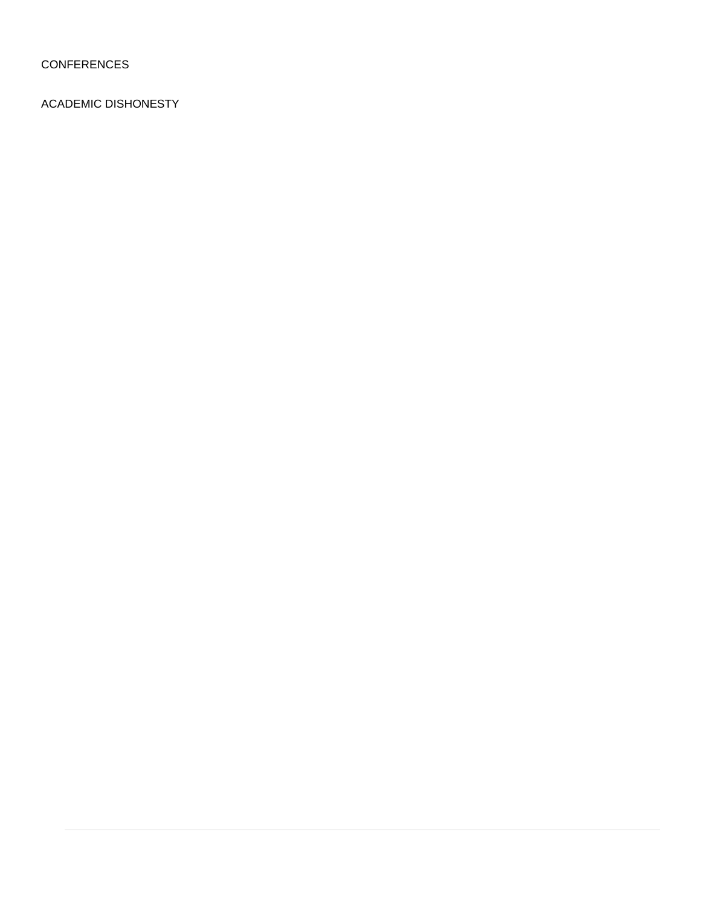CONFERENCES

ACADEMIC DISHONESTY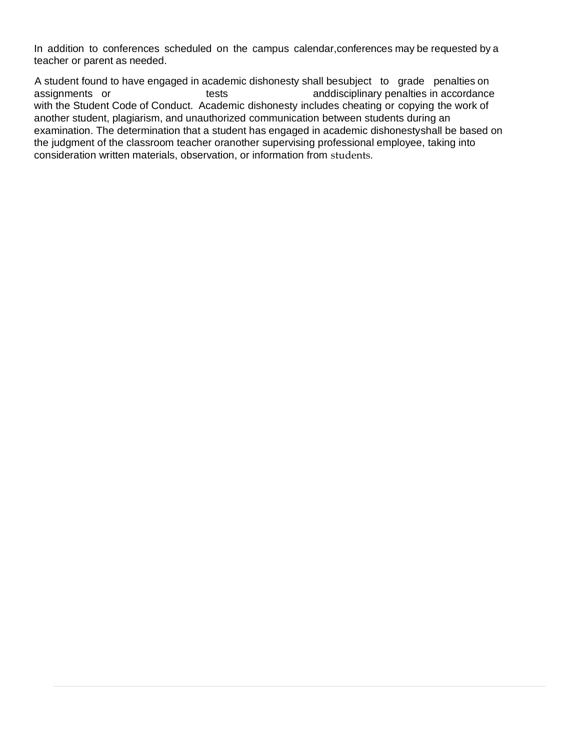In addition to conferences scheduled on the campus calendar,conferences may be requested by a teacher or parent as needed.

A student found to have engaged in academic dishonesty shall besubject to grade penalties on assignments or tests anddisciplinary penalties in accordance with the Student Code of Conduct. Academic dishonesty includes cheating or copying the work of another student, plagiarism, and unauthorized communication between students during an examination. The determination that a student has engaged in academic dishonestyshall be based on the judgment of the classroom teacher oranother supervising professional employee, taking into consideration written materials, observation, or information from students.